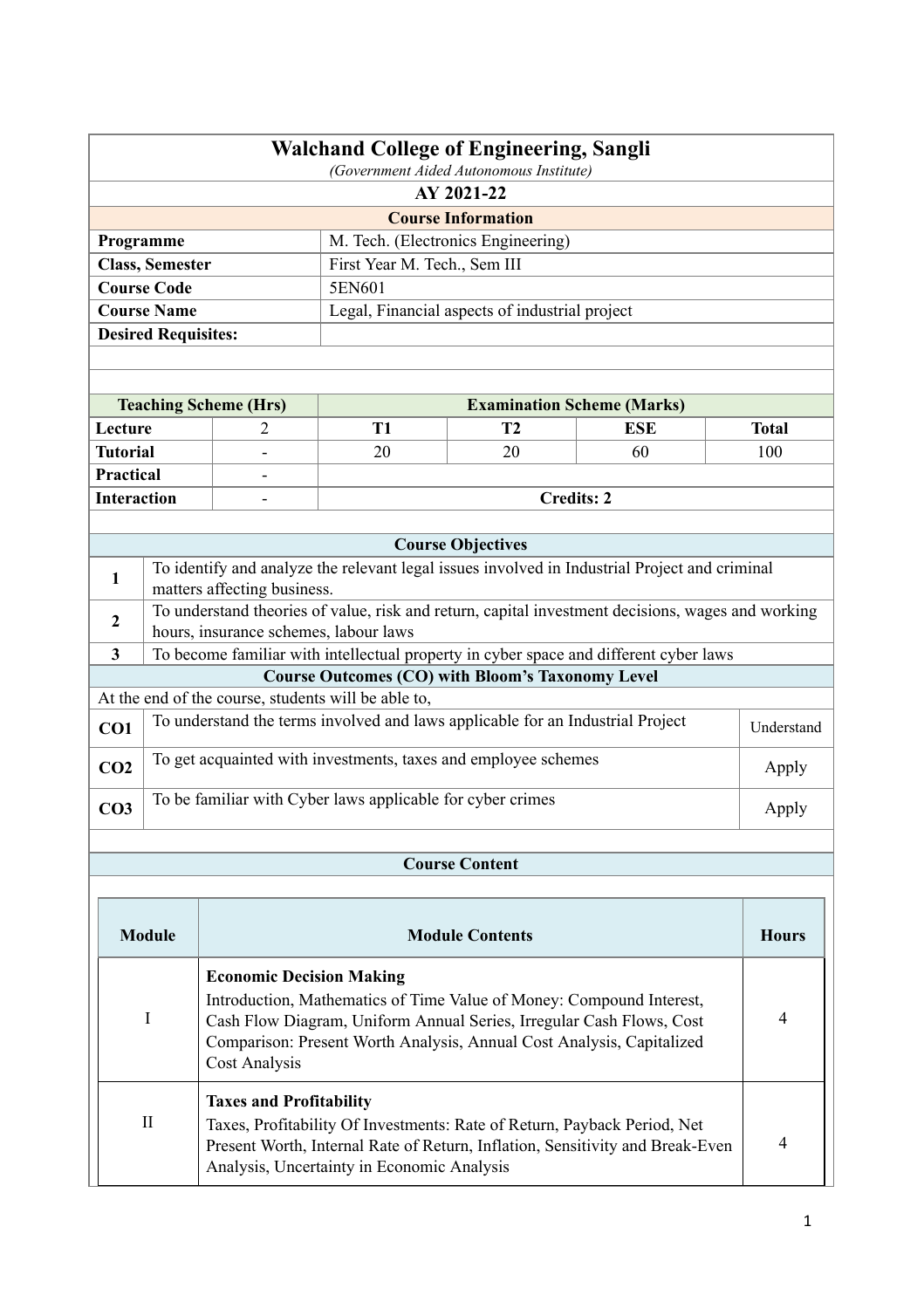# Walchand College of Engineering, Sangli

*(Government Aided Autonomous Institute)*

**AY 2021-22**

## Course Information

| | |
|---|---|
| **Programme** | M. Tech. (Electronics Engineering) |
| **Class, Semester** | First Year M. Tech., Sem III |
| **Course Code** | 5EN601 |
| **Course Name** | Legal, Financial aspects of industrial project |
| **Desired Requisites:** | |

| Teaching Scheme (Hrs) | | Examination Scheme (Marks) | | | |
|---|---|---|---|---|---|
| **Lecture** | 2 | **T1** | **T2** | **ESE** | **Total** |
| **Tutorial** | - | 20 | 20 | 60 | 100 |
| **Practical** | - | | | | |
| **Interaction** | - | **Credits: 2** | | | |

## Course Objectives

| | |
|---|---|
| **1** | To identify and analyze the relevant legal issues involved in Industrial Project and criminal matters affecting business. |
| **2** | To understand theories of value, risk and return, capital investment decisions, wages and working hours, insurance schemes, labour laws |
| **3** | To become familiar with intellectual property in cyber space and different cyber laws |

## Course Outcomes (CO) with Bloom's Taxonomy Level

At the end of the course, students will be able to,

| | | |
|---|---|---|
| **CO1** | To understand the terms involved and laws applicable for an Industrial Project | Understand |
| **CO2** | To get acquainted with investments, taxes and employee schemes | Apply |
| **CO3** | To be familiar with Cyber laws applicable for cyber crimes | Apply |

## Course Content

| Module | Module Contents | Hours |
|---|---|---|
| I | **Economic Decision Making**<br>Introduction, Mathematics of Time Value of Money: Compound Interest, Cash Flow Diagram, Uniform Annual Series, Irregular Cash Flows, Cost Comparison: Present Worth Analysis, Annual Cost Analysis, Capitalized Cost Analysis | 4 |
| II | **Taxes and Profitability**<br>Taxes, Profitability Of Investments: Rate of Return, Payback Period, Net Present Worth, Internal Rate of Return, Inflation, Sensitivity and Break-Even Analysis, Uncertainty in Economic Analysis | 4 |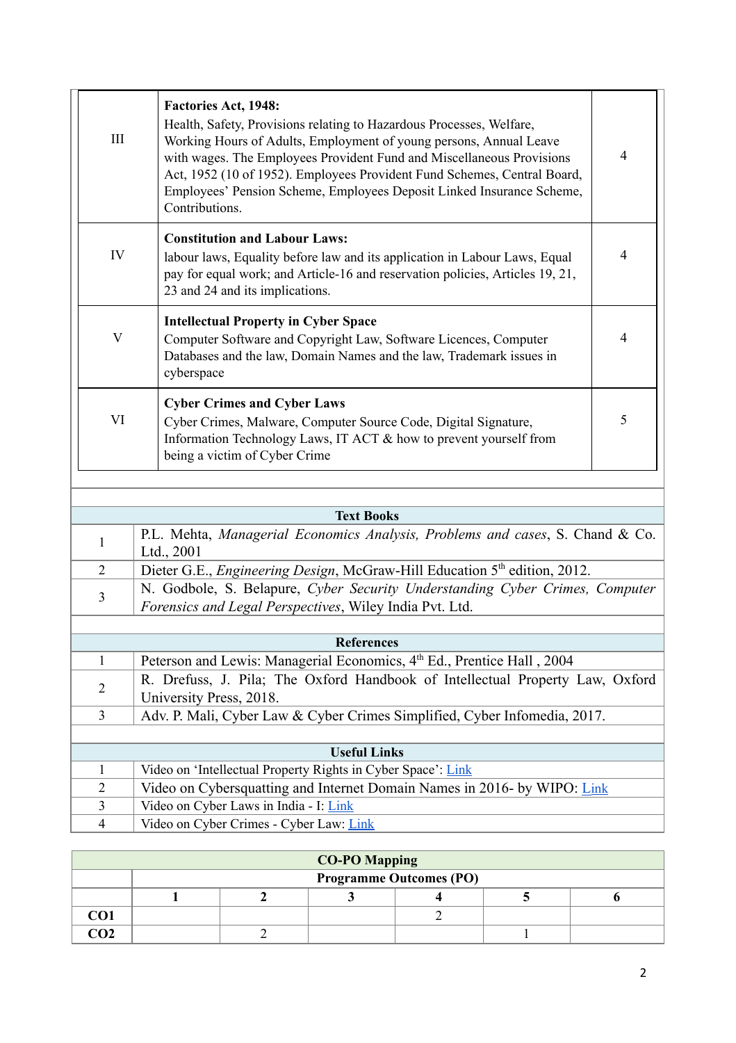| | | |
|---|---|---|
| III | **Factories Act, 1948:** Health, Safety, Provisions relating to Hazardous Processes, Welfare, Working Hours of Adults, Employment of young persons, Annual Leave with wages. The Employees Provident Fund and Miscellaneous Provisions Act, 1952 (10 of 1952). Employees Provident Fund Schemes, Central Board, Employees' Pension Scheme, Employees Deposit Linked Insurance Scheme, Contributions. | 4 |
| IV | **Constitution and Labour Laws:** labour laws, Equality before law and its application in Labour Laws, Equal pay for equal work; and Article-16 and reservation policies, Articles 19, 21, 23 and 24 and its implications. | 4 |
| V | **Intellectual Property in Cyber Space** Computer Software and Copyright Law, Software Licences, Computer Databases and the law, Domain Names and the law, Trademark issues in cyberspace | 4 |
| VI | **Cyber Crimes and Cyber Laws** Cyber Crimes, Malware, Computer Source Code, Digital Signature, Information Technology Laws, IT ACT & how to prevent yourself from being a victim of Cyber Crime | 5 |

| | **Text Books** |
|---|---|
| 1 | P.L. Mehta, *Managerial Economics Analysis, Problems and cases*, S. Chand & Co. Ltd., 2001 |
| 2 | Dieter G.E., *Engineering Design*, McGraw-Hill Education 5th edition, 2012. |
| 3 | N. Godbole, S. Belapure, *Cyber Security Understanding Cyber Crimes, Computer Forensics and Legal Perspectives*, Wiley India Pvt. Ltd. |

| | **References** |
|---|---|
| 1 | Peterson and Lewis: Managerial Economics, 4th Ed., Prentice Hall , 2004 |
| 2 | R. Drefuss, J. Pila; The Oxford Handbook of Intellectual Property Law, Oxford University Press, 2018. |
| 3 | Adv. P. Mali, Cyber Law & Cyber Crimes Simplified, Cyber Infomedia, 2017. |

| | **Useful Links** |
|---|---|
| 1 | Video on 'Intellectual Property Rights in Cyber Space': Link |
| 2 | Video on Cybersquatting and Internet Domain Names in 2016- by WIPO: Link |
| 3 | Video on Cyber Laws in India - I: Link |
| 4 | Video on Cyber Crimes - Cyber Law: Link |

**CO-PO Mapping**

| | **Programme Outcomes (PO)** | | | | | |
|---|---|---|---|---|---|---|
| | **1** | **2** | **3** | **4** | **5** | **6** |
| **CO1** | | | | 2 | | |
| **CO2** | | 2 | | | 1 | |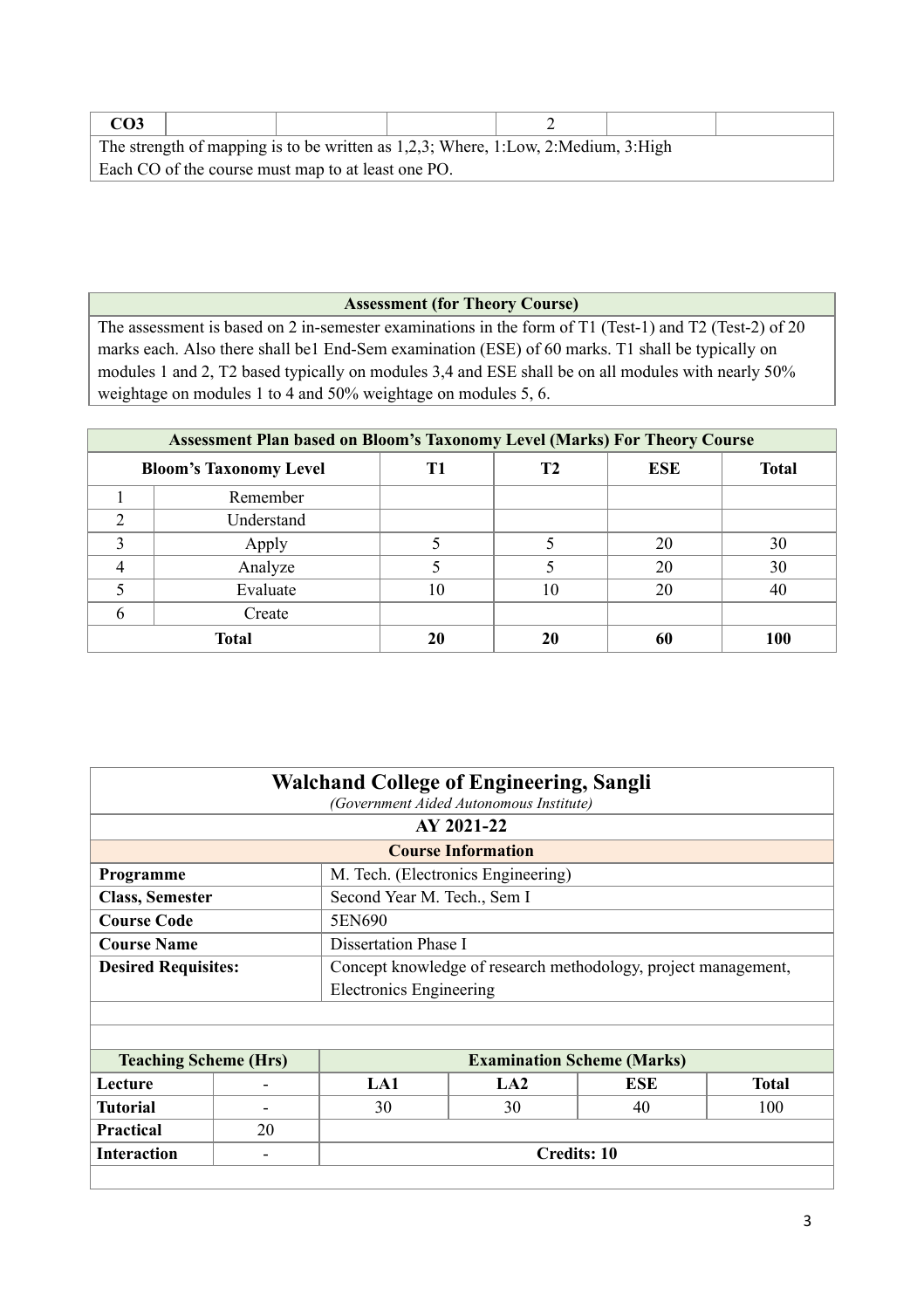| CO3 | | | | 2 | | |
|---|---|---|---|---|---|---|
| The strength of mapping is to be written as 1,2,3; Where, 1:Low, 2:Medium, 3:High<br>Each CO of the course must map to at least one PO. | | | | | | |

| Assessment (for Theory Course) |
|---|
| The assessment is based on 2 in-semester examinations in the form of T1 (Test-1) and T2 (Test-2) of 20 marks each. Also there shall be1 End-Sem examination (ESE) of 60 marks. T1 shall be typically on modules 1 and 2, T2 based typically on modules 3,4 and ESE shall be on all modules with nearly 50% weightage on modules 1 to 4 and 50% weightage on modules 5, 6. |

| Assessment Plan based on Bloom's Taxonomy Level (Marks) For Theory Course | | | | | |
|---|---|---|---|---|---|
| Bloom's Taxonomy Level | | T1 | T2 | ESE | Total |
| 1 | Remember | | | | |
| 2 | Understand | | | | |
| 3 | Apply | 5 | 5 | 20 | 30 |
| 4 | Analyze | 5 | 5 | 20 | 30 |
| 5 | Evaluate | 10 | 10 | 20 | 40 |
| 6 | Create | | | | |
| Total | | 20 | 20 | 60 | 100 |

| Walchand College of Engineering, Sangli<br>*(Government Aided Autonomous Institute)* | |
|---|---|
| AY 2021-22 | |
| Course Information | |
| **Programme** | M. Tech. (Electronics Engineering) |
| **Class, Semester** | Second Year M. Tech., Sem I |
| **Course Code** | 5EN690 |
| **Course Name** | Dissertation Phase I |
| **Desired Requisites:** | Concept knowledge of research methodology, project management, Electronics Engineering |

| Teaching Scheme (Hrs) | | Examination Scheme (Marks) | | | |
|---|---|---|---|---|---|
| Lecture | - | LA1 | LA2 | ESE | Total |
| Tutorial | - | 30 | 30 | 40 | 100 |
| Practical | 20 | | | | |
| Interaction | - | Credits: 10 | | | |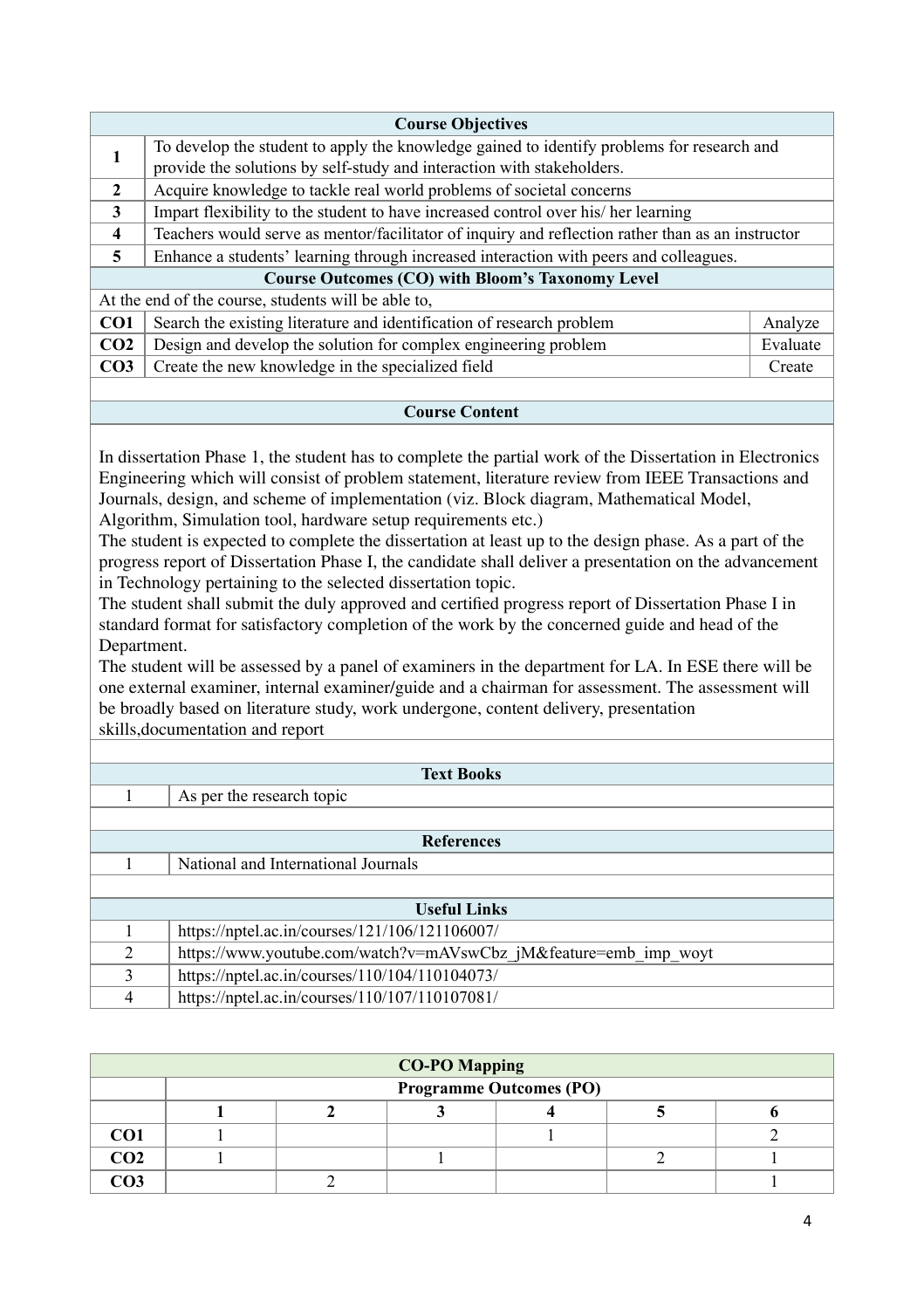## Course Objectives

| | |
|---|---|
| 1 | To develop the student to apply the knowledge gained to identify problems for research and provide the solutions by self-study and interaction with stakeholders. |
| 2 | Acquire knowledge to tackle real world problems of societal concerns |
| 3 | Impart flexibility to the student to have increased control over his/ her learning |
| 4 | Teachers would serve as mentor/facilitator of inquiry and reflection rather than as an instructor |
| 5 | Enhance a students' learning through increased interaction with peers and colleagues. |

## Course Outcomes (CO) with Bloom's Taxonomy Level

At the end of the course, students will be able to,

| | | |
|---|---|---|
| **CO1** | Search the existing literature and identification of research problem | Analyze |
| **CO2** | Design and develop the solution for complex engineering problem | Evaluate |
| **CO3** | Create the new knowledge in the specialized field | Create |

## Course Content

In dissertation Phase 1, the student has to complete the partial work of the Dissertation in Electronics Engineering which will consist of problem statement, literature review from IEEE Transactions and Journals, design, and scheme of implementation (viz. Block diagram, Mathematical Model, Algorithm, Simulation tool, hardware setup requirements etc.)

The student is expected to complete the dissertation at least up to the design phase. As a part of the progress report of Dissertation Phase I, the candidate shall deliver a presentation on the advancement in Technology pertaining to the selected dissertation topic.

The student shall submit the duly approved and certified progress report of Dissertation Phase I in standard format for satisfactory completion of the work by the concerned guide and head of the Department.

The student will be assessed by a panel of examiners in the department for LA. In ESE there will be one external examiner, internal examiner/guide and a chairman for assessment. The assessment will be broadly based on literature study, work undergone, content delivery, presentation skills,documentation and report

## Text Books

| | |
|---|---|
| 1 | As per the research topic |

## References

| | |
|---|---|
| 1 | National and International Journals |

## Useful Links

| | |
|---|---|
| 1 | https://nptel.ac.in/courses/121/106/121106007/ |
| 2 | https://www.youtube.com/watch?v=mAVswCbz_jM&feature=emb_imp_woyt |
| 3 | https://nptel.ac.in/courses/110/104/110104073/ |
| 4 | https://nptel.ac.in/courses/110/107/110107081/ |

## CO-PO Mapping

| | Programme Outcomes (PO) | | | | | |
|---|---|---|---|---|---|---|
| | **1** | **2** | **3** | **4** | **5** | **6** |
| **CO1** | 1 | | | 1 | | 2 |
| **CO2** | 1 | | 1 | | 2 | 1 |
| **CO3** | | 2 | | | | 1 |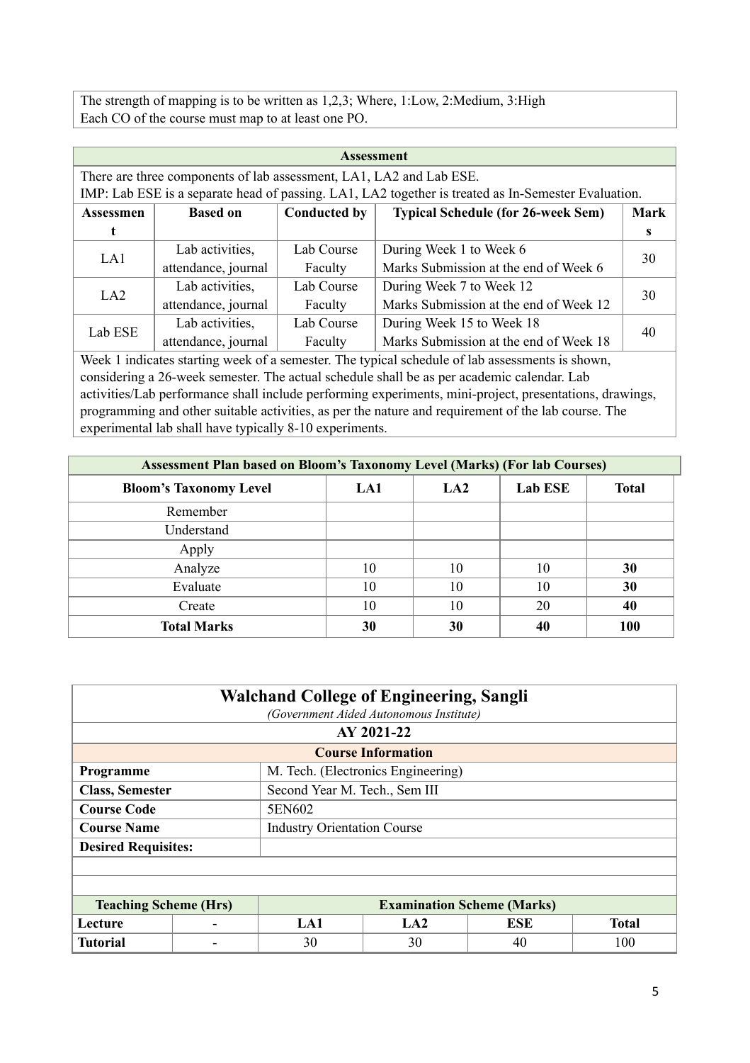The strength of mapping is to be written as 1,2,3; Where, 1:Low, 2:Medium, 3:High
Each CO of the course must map to at least one PO.

| Assessment | | | | |
|---|---|---|---|---|
| There are three components of lab assessment, LA1, LA2 and Lab ESE. IMP: Lab ESE is a separate head of passing. LA1, LA2 together is treated as In-Semester Evaluation. | | | | |
| **Assessment** | **Based on** | **Conducted by** | **Typical Schedule (for 26-week Sem)** | **Marks** |
| LA1 | Lab activities, attendance, journal | Lab Course Faculty | During Week 1 to Week 6<br>Marks Submission at the end of Week 6 | 30 |
| LA2 | Lab activities, attendance, journal | Lab Course Faculty | During Week 7 to Week 12<br>Marks Submission at the end of Week 12 | 30 |
| Lab ESE | Lab activities, attendance, journal | Lab Course Faculty | During Week 15 to Week 18<br>Marks Submission at the end of Week 18 | 40 |
| Week 1 indicates starting week of a semester. The typical schedule of lab assessments is shown, considering a 26-week semester. The actual schedule shall be as per academic calendar. Lab activities/Lab performance shall include performing experiments, mini-project, presentations, drawings, programming and other suitable activities, as per the nature and requirement of the lab course. The experimental lab shall have typically 8-10 experiments. | | | | |

**Assessment Plan based on Bloom's Taxonomy Level (Marks) (For lab Courses)**

| Bloom's Taxonomy Level | LA1 | LA2 | Lab ESE | Total |
|---|---|---|---|---|
| Remember | | | | |
| Understand | | | | |
| Apply | | | | |
| Analyze | 10 | 10 | 10 | **30** |
| Evaluate | 10 | 10 | 10 | **30** |
| Create | 10 | 10 | 20 | **40** |
| **Total Marks** | **30** | **30** | **40** | **100** |

## Walchand College of Engineering, Sangli

*(Government Aided Autonomous Institute)*

**AY 2021-22**

| Course Information | |
|---|---|
| **Programme** | M. Tech. (Electronics Engineering) |
| **Class, Semester** | Second Year M. Tech., Sem III |
| **Course Code** | 5EN602 |
| **Course Name** | Industry Orientation Course |
| **Desired Requisites:** | |

| Teaching Scheme (Hrs) | | Examination Scheme (Marks) | | | |
|---|---|---|---|---|---|
| **Lecture** | - | **LA1** | **LA2** | **ESE** | **Total** |
| **Tutorial** | - | 30 | 30 | 40 | 100 |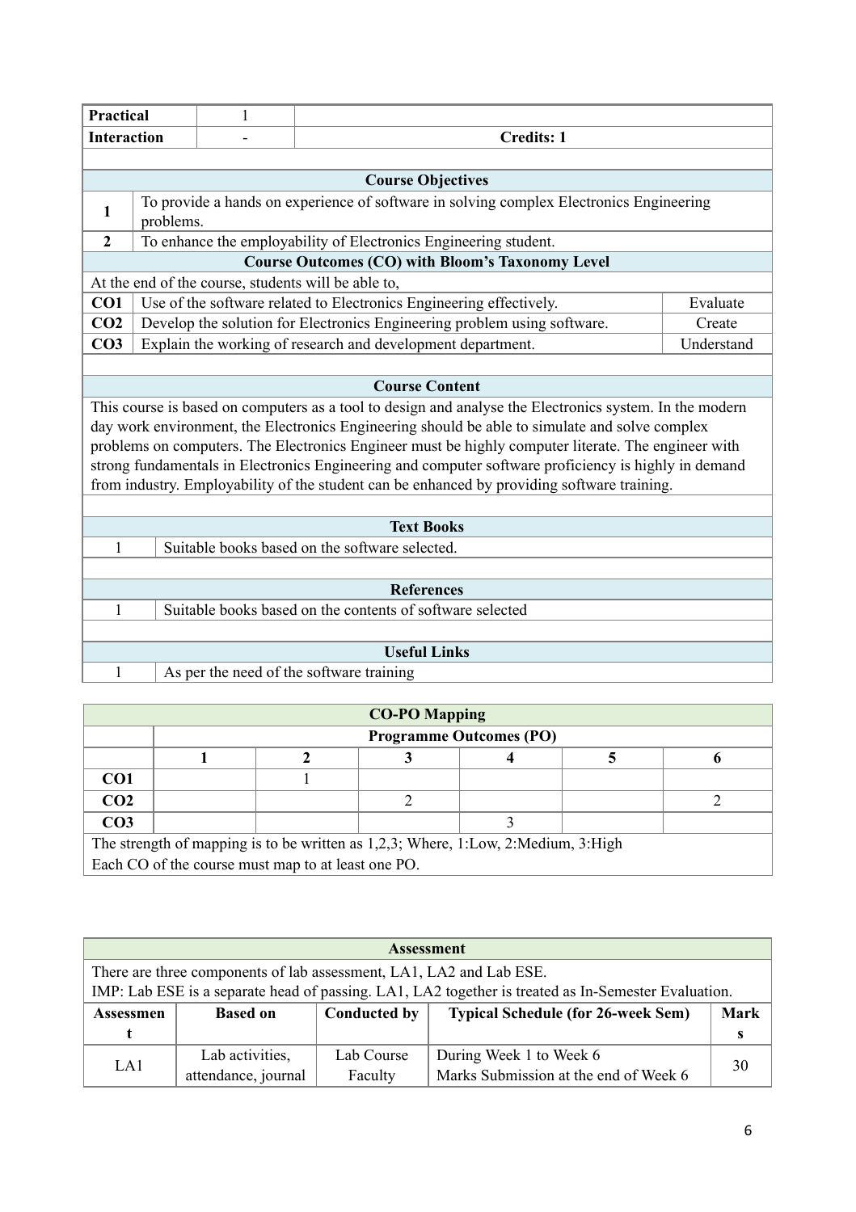| Practical | 1 | |
|---|---|---|
| Interaction | - | Credits: 1 |

### Course Objectives

| | |
|---|---|
| 1 | To provide a hands on experience of software in solving complex Electronics Engineering problems. |
| 2 | To enhance the employability of Electronics Engineering student. |

### Course Outcomes (CO) with Bloom's Taxonomy Level

At the end of the course, students will be able to,

| | | |
|---|---|---|
| CO1 | Use of the software related to Electronics Engineering effectively. | Evaluate |
| CO2 | Develop the solution for Electronics Engineering problem using software. | Create |
| CO3 | Explain the working of research and development department. | Understand |

### Course Content

This course is based on computers as a tool to design and analyse the Electronics system. In the modern day work environment, the Electronics Engineering should be able to simulate and solve complex problems on computers. The Electronics Engineer must be highly computer literate. The engineer with strong fundamentals in Electronics Engineering and computer software proficiency is highly in demand from industry. Employability of the student can be enhanced by providing software training.

### Text Books

| | |
|---|---|
| 1 | Suitable books based on the software selected. |

### References

| | |
|---|---|
| 1 | Suitable books based on the contents of software selected |

### Useful Links

| | |
|---|---|
| 1 | As per the need of the software training |

### CO-PO Mapping

| | Programme Outcomes (PO) | | | | | |
|---|---|---|---|---|---|---|
| | 1 | 2 | 3 | 4 | 5 | 6 |
| CO1 | | 1 | | | | |
| CO2 | | | 2 | | | 2 |
| CO3 | | | | 3 | | |

The strength of mapping is to be written as 1,2,3; Where, 1:Low, 2:Medium, 3:High
Each CO of the course must map to at least one PO.

### Assessment

There are three components of lab assessment, LA1, LA2 and Lab ESE.
IMP: Lab ESE is a separate head of passing. LA1, LA2 together is treated as In-Semester Evaluation.

| Assessment | Based on | Conducted by | Typical Schedule (for 26-week Sem) | Marks |
|---|---|---|---|---|
| LA1 | Lab activities, attendance, journal | Lab Course Faculty | During Week 1 to Week 6<br>Marks Submission at the end of Week 6 | 30 |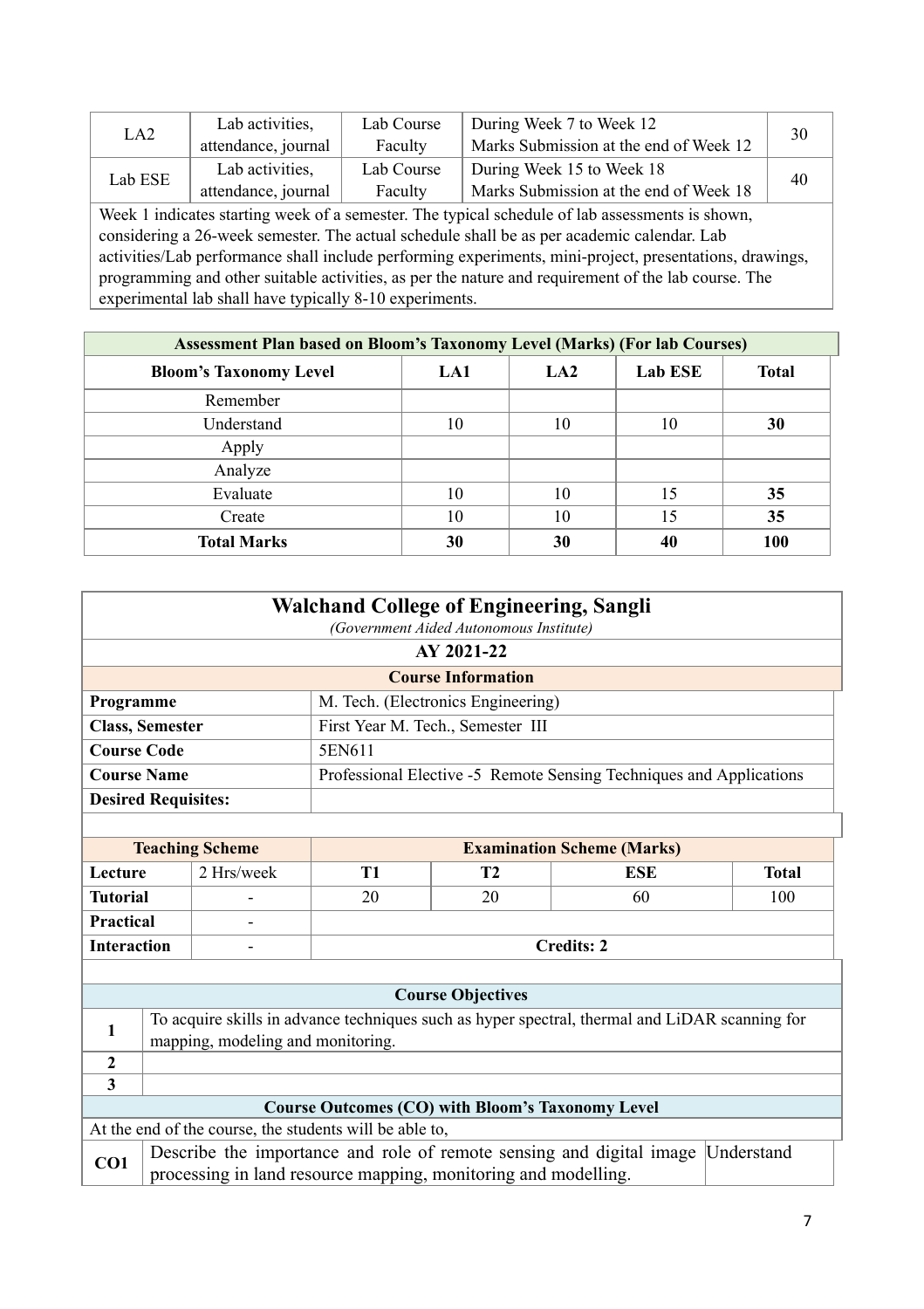| LA2 | Lab activities, attendance, journal | Lab Course Faculty | During Week 7 to Week 12<br>Marks Submission at the end of Week 12 | 30 |
|---|---|---|---|---|
| Lab ESE | Lab activities, attendance, journal | Lab Course Faculty | During Week 15 to Week 18<br>Marks Submission at the end of Week 18 | 40 |
| Week 1 indicates starting week of a semester. The typical schedule of lab assessments is shown, considering a 26-week semester. The actual schedule shall be as per academic calendar. Lab activities/Lab performance shall include performing experiments, mini-project, presentations, drawings, programming and other suitable activities, as per the nature and requirement of the lab course. The experimental lab shall have typically 8-10 experiments. | | | | |

| Assessment Plan based on Bloom's Taxonomy Level (Marks) (For lab Courses) | | | | |
|---|---|---|---|---|
| **Bloom's Taxonomy Level** | **LA1** | **LA2** | **Lab ESE** | **Total** |
| Remember | | | | |
| Understand | 10 | 10 | 10 | **30** |
| Apply | | | | |
| Analyze | | | | |
| Evaluate | 10 | 10 | 15 | **35** |
| Create | 10 | 10 | 15 | **35** |
| **Total Marks** | **30** | **30** | **40** | **100** |

## Walchand College of Engineering, Sangli

*(Government Aided Autonomous Institute)*

**AY 2021-22**

| Course Information | |
|---|---|
| **Programme** | M. Tech. (Electronics Engineering) |
| **Class, Semester** | First Year M. Tech., Semester III |
| **Course Code** | 5EN611 |
| **Course Name** | Professional Elective -5 Remote Sensing Techniques and Applications |
| **Desired Requisites:** | |

| **Teaching Scheme** | | **Examination Scheme (Marks)** | | | |
|---|---|---|---|---|---|
| **Lecture** | 2 Hrs/week | **T1** | **T2** | **ESE** | **Total** |
| **Tutorial** | - | 20 | 20 | 60 | 100 |
| **Practical** | - | | | | |
| **Interaction** | - | **Credits: 2** | | | |

| **Course Objectives** | |
|---|---|
| **1** | To acquire skills in advance techniques such as hyper spectral, thermal and LiDAR scanning for mapping, modeling and monitoring. |
| **2** | |
| **3** | |

| **Course Outcomes (CO) with Bloom's Taxonomy Level** | | |
|---|---|---|
| At the end of the course, the students will be able to, | | |
| **CO1** | Describe the importance and role of remote sensing and digital image processing in land resource mapping, monitoring and modelling. | Understand |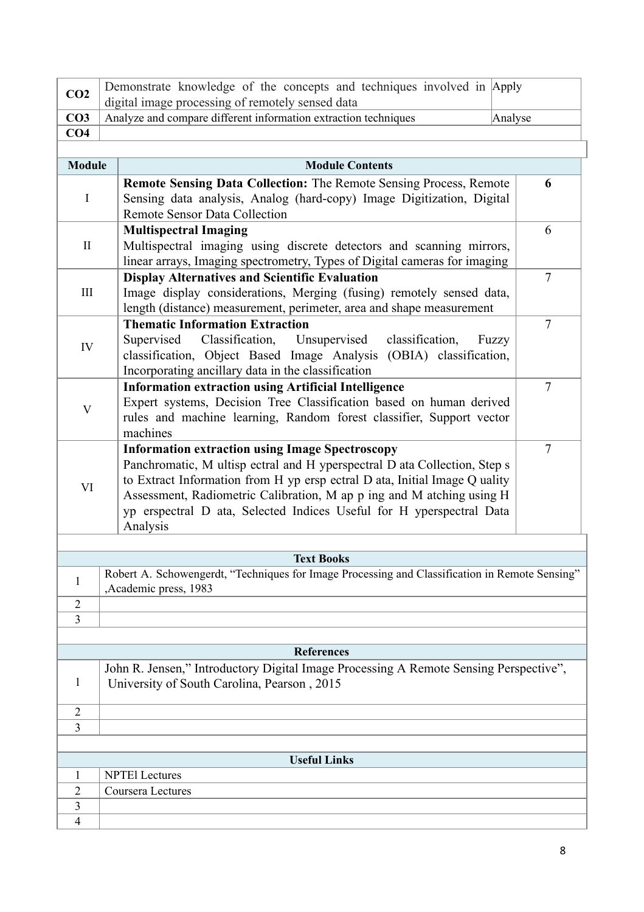| | | |
|---|---|---|
| **CO2** | Demonstrate knowledge of the concepts and techniques involved in digital image processing of remotely sensed data | Apply |
| **CO3** | Analyze and compare different information extraction techniques | Analyse |
| **CO4** | | |

| Module | Module Contents | |
|---|---|---|
| I | **Remote Sensing Data Collection:** The Remote Sensing Process, Remote Sensing data analysis, Analog (hard-copy) Image Digitization, Digital Remote Sensor Data Collection | **6** |
| II | **Multispectral Imaging**<br>Multispectral imaging using discrete detectors and scanning mirrors, linear arrays, Imaging spectrometry, Types of Digital cameras for imaging | 6 |
| III | **Display Alternatives and Scientific Evaluation**<br>Image display considerations, Merging (fusing) remotely sensed data, length (distance) measurement, perimeter, area and shape measurement | 7 |
| IV | **Thematic Information Extraction**<br>Supervised Classification, Unsupervised classification, Fuzzy classification, Object Based Image Analysis (OBIA) classification, Incorporating ancillary data in the classification | 7 |
| V | **Information extraction using Artificial Intelligence**<br>Expert systems, Decision Tree Classification based on human derived rules and machine learning, Random forest classifier, Support vector machines | 7 |
| VI | **Information extraction using Image Spectroscopy**<br>Panchromatic, M ultisp ectral and H yperspectral D ata Collection, Step s to Extract Information from H yp ersp ectral D ata, Initial Image Q uality Assessment, Radiometric Calibration, M ap p ing and M atching using H yp erspectral D ata, Selected Indices Useful for H yperspectral Data Analysis | 7 |

| | Text Books |
|---|---|
| 1 | Robert A. Schowengerdt, “Techniques for Image Processing and Classification in Remote Sensing” ,Academic press, 1983 |
| 2 | |
| 3 | |

| | References |
|---|---|
| 1 | John R. Jensen,” Introductory Digital Image Processing A Remote Sensing Perspective”, University of South Carolina, Pearson , 2015 |
| 2 | |
| 3 | |

| | Useful Links |
|---|---|
| 1 | NPTEl Lectures |
| 2 | Coursera Lectures |
| 3 | |
| 4 | |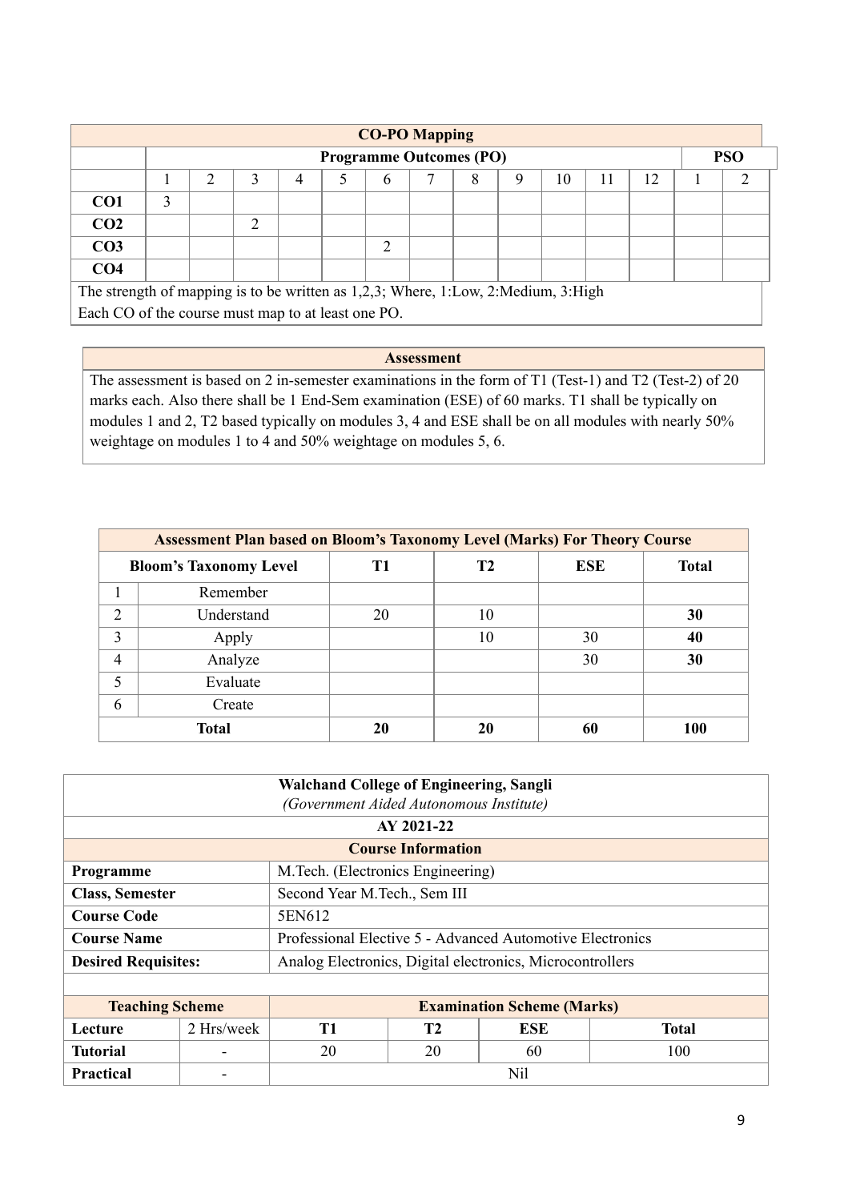| CO-PO Mapping | | | | | | | | | | | | | | |
|---|---|---|---|---|---|---|---|---|---|---|---|---|---|---|
| | Programme Outcomes (PO) | | | | | | | | | | | | PSO | |
| | 1 | 2 | 3 | 4 | 5 | 6 | 7 | 8 | 9 | 10 | 11 | 12 | 1 | 2 |
| **CO1** | 3 | | | | | | | | | | | | | |
| **CO2** | | | 2 | | | | | | | | | | | |
| **CO3** | | | | | | 2 | | | | | | | | |
| **CO4** | | | | | | | | | | | | | | |

The strength of mapping is to be written as 1,2,3; Where, 1:Low, 2:Medium, 3:High
Each CO of the course must map to at least one PO.

| Assessment |
|---|
| The assessment is based on 2 in-semester examinations in the form of T1 (Test-1) and T2 (Test-2) of 20 marks each. Also there shall be 1 End-Sem examination (ESE) of 60 marks. T1 shall be typically on modules 1 and 2, T2 based typically on modules 3, 4 and ESE shall be on all modules with nearly 50% weightage on modules 1 to 4 and 50% weightage on modules 5, 6. |

| Assessment Plan based on Bloom's Taxonomy Level (Marks) For Theory Course | | | | | |
|---|---|---|---|---|---|
| Bloom's Taxonomy Level | | T1 | T2 | ESE | Total |
| 1 | Remember | | | | |
| 2 | Understand | 20 | 10 | | **30** |
| 3 | Apply | | 10 | 30 | **40** |
| 4 | Analyze | | | 30 | **30** |
| 5 | Evaluate | | | | |
| 6 | Create | | | | |
| **Total** | | **20** | **20** | **60** | **100** |

| Walchand College of Engineering, Sangli<br>*(Government Aided Autonomous Institute)* | |
|---|---|
| AY 2021-22 | |
| Course Information | |
| **Programme** | M.Tech. (Electronics Engineering) |
| **Class, Semester** | Second Year M.Tech., Sem III |
| **Course Code** | 5EN612 |
| **Course Name** | Professional Elective 5 - Advanced Automotive Electronics |
| **Desired Requisites:** | Analog Electronics, Digital electronics, Microcontrollers |

| Teaching Scheme | | Examination Scheme (Marks) | | | |
|---|---|---|---|---|---|
| **Lecture** | 2 Hrs/week | **T1** | **T2** | **ESE** | **Total** |
| **Tutorial** | - | 20 | 20 | 60 | 100 |
| **Practical** | - | Nil | | | |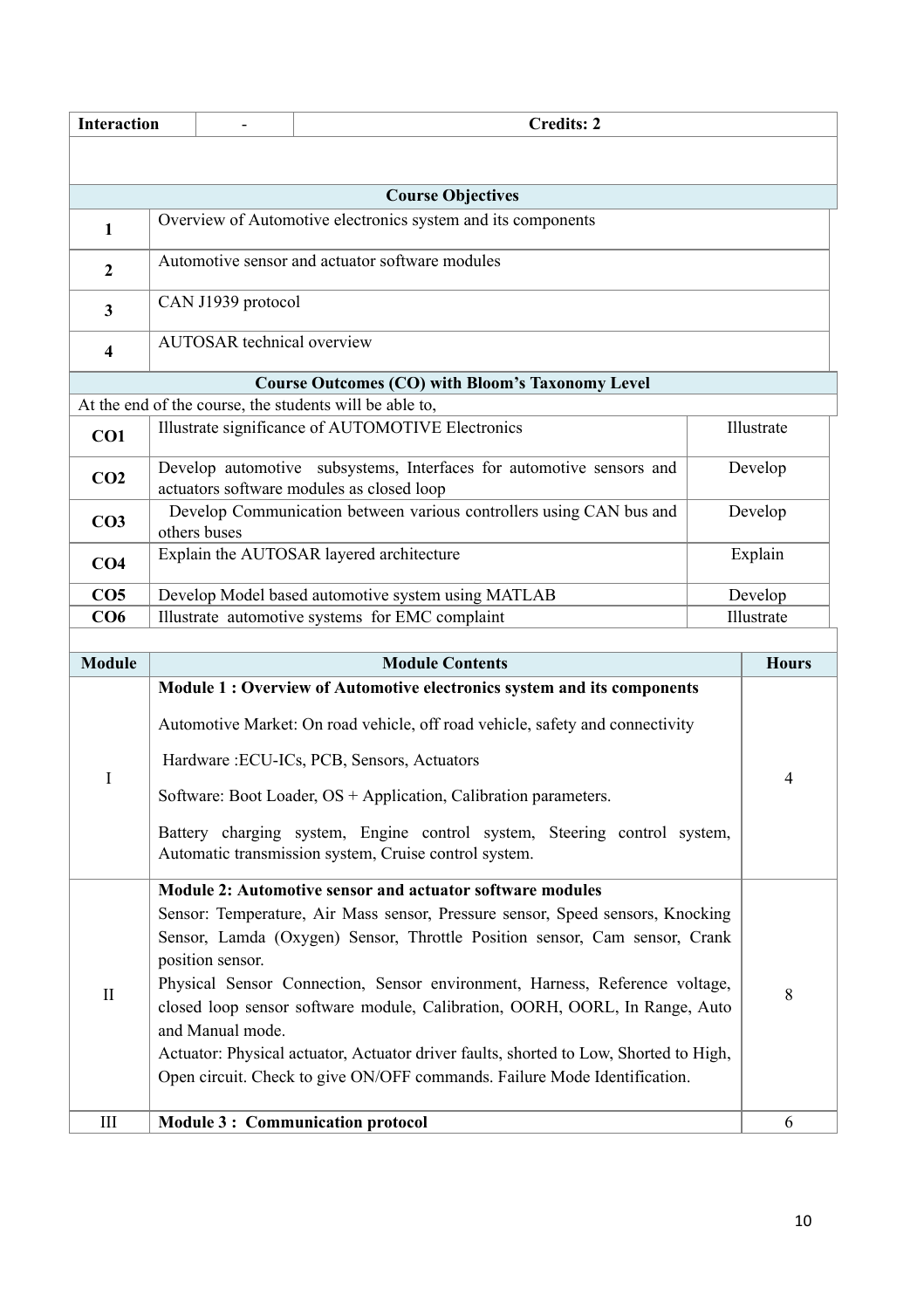| Interaction | - | Credits: 2 |
|---|---|---|

**Course Objectives**

| | |
|---|---|
| **1** | Overview of Automotive electronics system and its components |
| **2** | Automotive sensor and actuator software modules |
| **3** | CAN J1939 protocol |
| **4** | AUTOSAR technical overview |

**Course Outcomes (CO) with Bloom's Taxonomy Level**

At the end of the course, the students will be able to,

| | | |
|---|---|---|
| **CO1** | Illustrate significance of AUTOMOTIVE Electronics | Illustrate |
| **CO2** | Develop automotive subsystems, Interfaces for automotive sensors and actuators software modules as closed loop | Develop |
| **CO3** | Develop Communication between various controllers using CAN bus and others buses | Develop |
| **CO4** | Explain the AUTOSAR layered architecture | Explain |
| **CO5** | Develop Model based automotive system using MATLAB | Develop |
| **CO6** | Illustrate automotive systems for EMC complaint | Illustrate |

| Module | Module Contents | Hours |
|---|---|---|
| I | **Module 1 : Overview of Automotive electronics system and its components**<br><br>Automotive Market: On road vehicle, off road vehicle, safety and connectivity<br><br>Hardware :ECU-ICs, PCB, Sensors, Actuators<br><br>Software: Boot Loader, OS + Application, Calibration parameters.<br><br>Battery charging system, Engine control system, Steering control system, Automatic transmission system, Cruise control system. | 4 |
| II | **Module 2: Automotive sensor and actuator software modules**<br>Sensor: Temperature, Air Mass sensor, Pressure sensor, Speed sensors, Knocking Sensor, Lamda (Oxygen) Sensor, Throttle Position sensor, Cam sensor, Crank position sensor.<br>Physical Sensor Connection, Sensor environment, Harness, Reference voltage, closed loop sensor software module, Calibration, OORH, OORL, In Range, Auto and Manual mode.<br>Actuator: Physical actuator, Actuator driver faults, shorted to Low, Shorted to High, Open circuit. Check to give ON/OFF commands. Failure Mode Identification. | 8 |
| III | **Module 3 : Communication protocol** | 6 |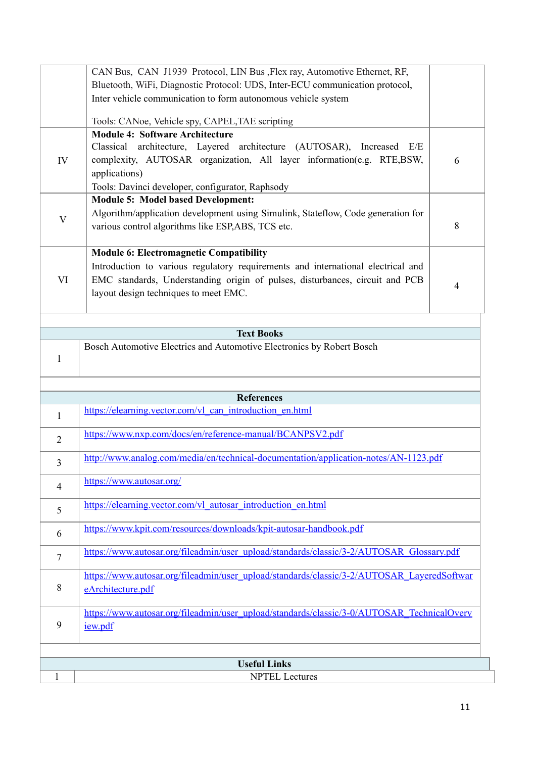|  |  |  |
|---|---|---|
|  | CAN Bus, CAN J1939 Protocol, LIN Bus ,Flex ray, Automotive Ethernet, RF, Bluetooth, WiFi, Diagnostic Protocol: UDS, Inter-ECU communication protocol, Inter vehicle communication to form autonomous vehicle system<br><br>Tools: CANoe, Vehicle spy, CAPEL,TAE scripting |  |
| IV | **Module 4: Software Architecture**<br>Classical architecture, Layered architecture (AUTOSAR), Increased E/E complexity, AUTOSAR organization, All layer information(e.g. RTE,BSW, applications)<br>Tools: Davinci developer, configurator, Raphsody | 6 |
| V | **Module 5: Model based Development:**<br>Algorithm/application development using Simulink, Stateflow, Code generation for various control algorithms like ESP,ABS, TCS etc. | 8 |
| VI | **Module 6: Electromagnetic Compatibility**<br>Introduction to various regulatory requirements and international electrical and EMC standards, Understanding origin of pulses, disturbances, circuit and PCB layout design techniques to meet EMC. | 4 |

| **Text Books** | |
|---|---|
| 1 | Bosch Automotive Electrics and Automotive Electronics by Robert Bosch |

| **References** | |
|---|---|
| 1 | https://elearning.vector.com/vl_can_introduction_en.html |
| 2 | https://www.nxp.com/docs/en/reference-manual/BCANPSV2.pdf |
| 3 | http://www.analog.com/media/en/technical-documentation/application-notes/AN-1123.pdf |
| 4 | https://www.autosar.org/ |
| 5 | https://elearning.vector.com/vl_autosar_introduction_en.html |
| 6 | https://www.kpit.com/resources/downloads/kpit-autosar-handbook.pdf |
| 7 | https://www.autosar.org/fileadmin/user_upload/standards/classic/3-2/AUTOSAR_Glossary.pdf |
| 8 | https://www.autosar.org/fileadmin/user_upload/standards/classic/3-2/AUTOSAR_LayeredSoftwareArchitecture.pdf |
| 9 | https://www.autosar.org/fileadmin/user_upload/standards/classic/3-0/AUTOSAR_TechnicalOverview.pdf |

| **Useful Links** | |
|---|---|
| 1 | NPTEL Lectures |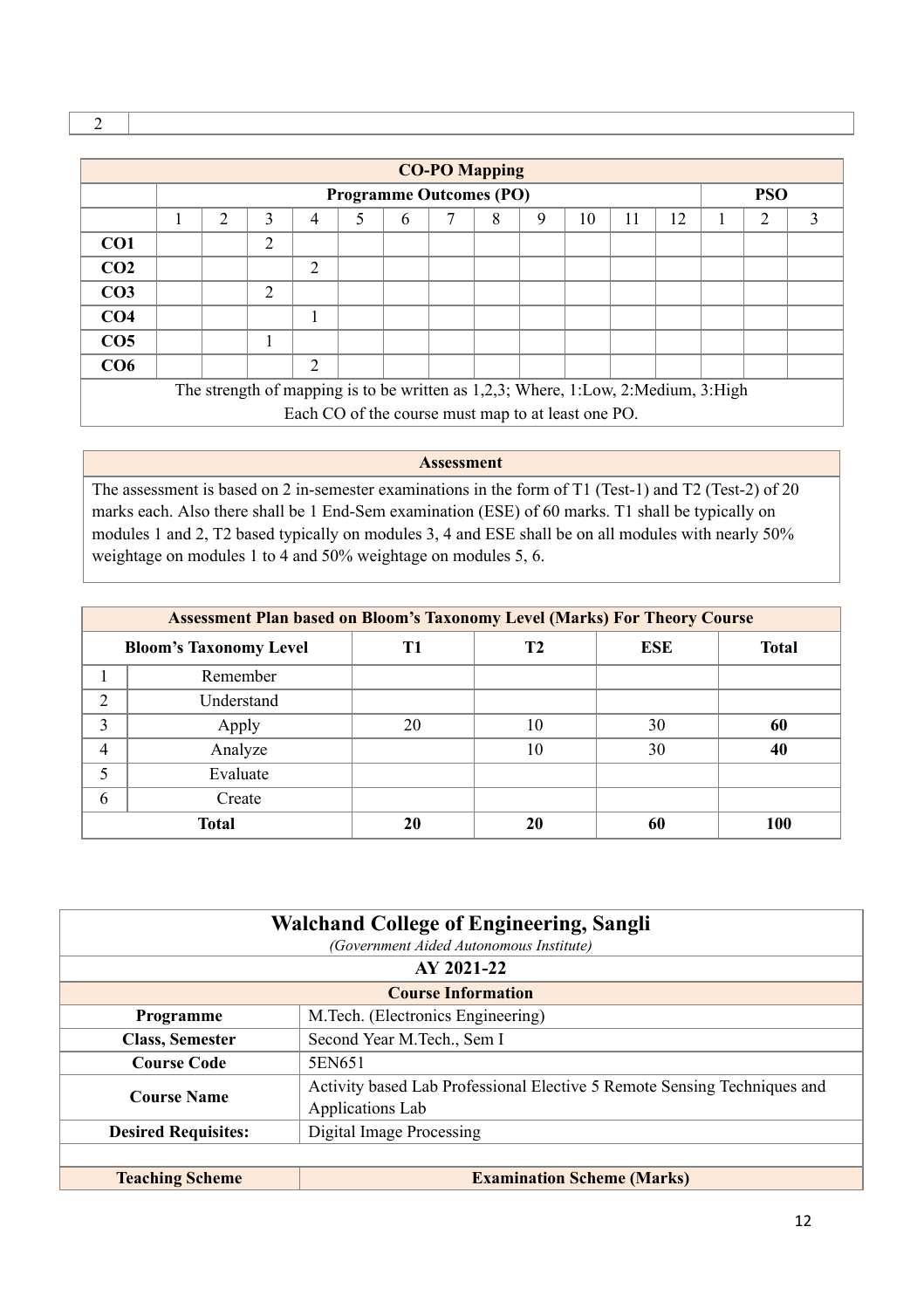| 2 | |
|---|---|

| CO-PO Mapping | | | | | | | | | | | | | | | |
|---|---|---|---|---|---|---|---|---|---|---|---|---|---|---|---|
| | Programme Outcomes (PO) | | | | | | | | | | | | PSO | | |
| | 1 | 2 | 3 | 4 | 5 | 6 | 7 | 8 | 9 | 10 | 11 | 12 | 1 | 2 | 3 |
| **CO1** | | | 2 | | | | | | | | | | | | |
| **CO2** | | | | 2 | | | | | | | | | | | |
| **CO3** | | | 2 | | | | | | | | | | | | |
| **CO4** | | | | 1 | | | | | | | | | | | |
| **CO5** | | | 1 | | | | | | | | | | | | |
| **CO6** | | | | 2 | | | | | | | | | | | |

The strength of mapping is to be written as 1,2,3; Where, 1:Low, 2:Medium, 3:High
Each CO of the course must map to at least one PO.

**Assessment**

The assessment is based on 2 in-semester examinations in the form of T1 (Test-1) and T2 (Test-2) of 20 marks each. Also there shall be 1 End-Sem examination (ESE) of 60 marks. T1 shall be typically on modules 1 and 2, T2 based typically on modules 3, 4 and ESE shall be on all modules with nearly 50% weightage on modules 1 to 4 and 50% weightage on modules 5, 6.

**Assessment Plan based on Bloom's Taxonomy Level (Marks) For Theory Course**

| Bloom's Taxonomy Level | | T1 | T2 | ESE | Total |
|---|---|---|---|---|---|
| 1 | Remember | | | | |
| 2 | Understand | | | | |
| 3 | Apply | 20 | 10 | 30 | **60** |
| 4 | Analyze | | 10 | 30 | **40** |
| 5 | Evaluate | | | | |
| 6 | Create | | | | |
| **Total** | | **20** | **20** | **60** | **100** |

## Walchand College of Engineering, Sangli

*(Government Aided Autonomous Institute)*

**AY 2021-22**

| Course Information | |
|---|---|
| **Programme** | M.Tech. (Electronics Engineering) |
| **Class, Semester** | Second Year M.Tech., Sem I |
| **Course Code** | 5EN651 |
| **Course Name** | Activity based Lab Professional Elective 5 Remote Sensing Techniques and Applications Lab |
| **Desired Requisites:** | Digital Image Processing |
| | |
| **Teaching Scheme** | **Examination Scheme (Marks)** |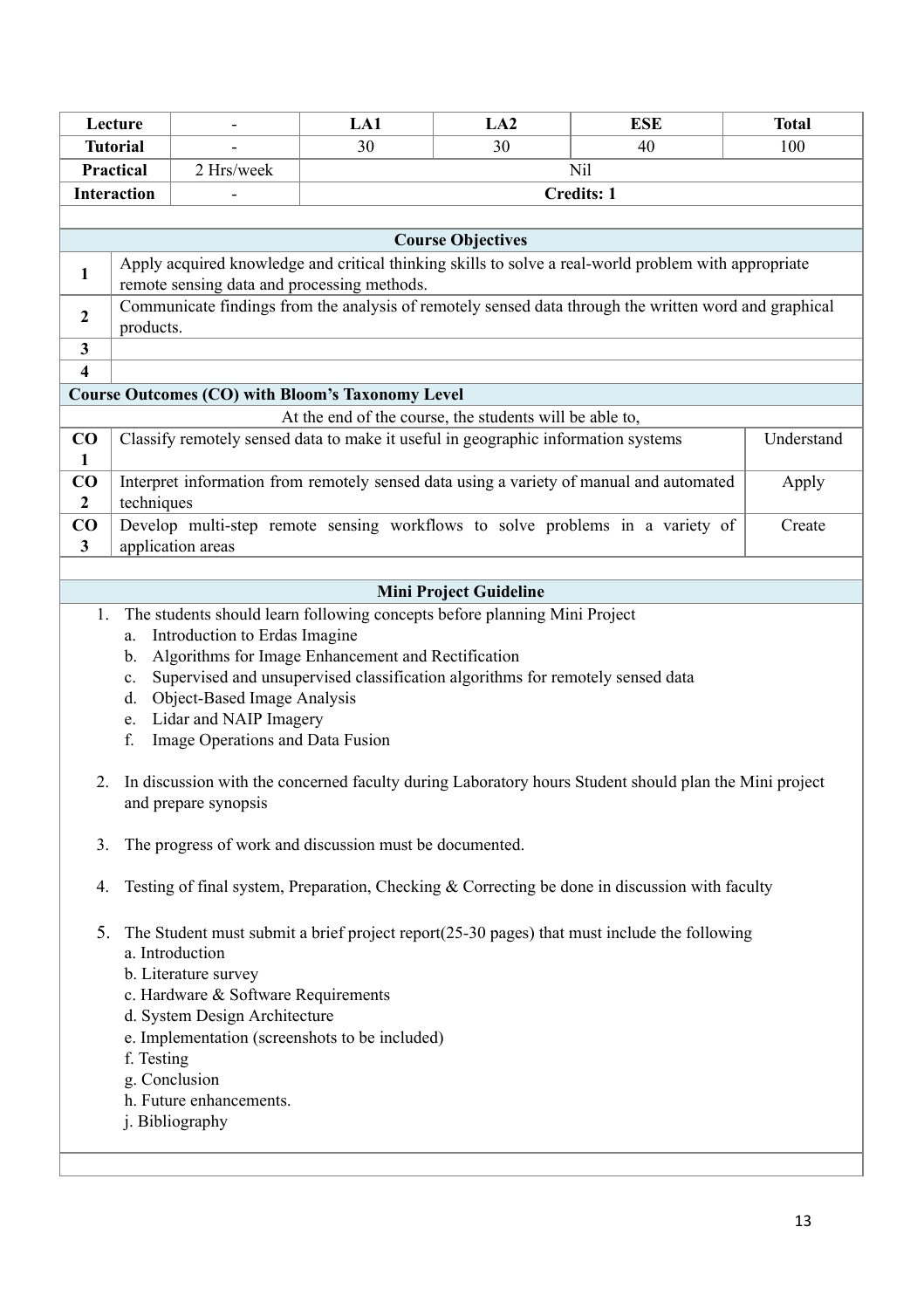| Lecture | - | LA1 | LA2 | ESE | Total |
|---|---|---|---|---|---|
| Tutorial | - | 30 | 30 | 40 | 100 |
| Practical | 2 Hrs/week | Nil | | | |
| Interaction | - | Credits: 1 | | | |

### Course Objectives

| | |
|---|---|
| 1 | Apply acquired knowledge and critical thinking skills to solve a real-world problem with appropriate remote sensing data and processing methods. |
| 2 | Communicate findings from the analysis of remotely sensed data through the written word and graphical products. |
| 3 | |
| 4 | |

### Course Outcomes (CO) with Bloom's Taxonomy Level

At the end of the course, the students will be able to,

| | | |
|---|---|---|
| CO 1 | Classify remotely sensed data to make it useful in geographic information systems | Understand |
| CO 2 | Interpret information from remotely sensed data using a variety of manual and automated techniques | Apply |
| CO 3 | Develop multi-step remote sensing workflows to solve problems in a variety of application areas | Create |

### Mini Project Guideline

1. The students should learn following concepts before planning Mini Project
   a. Introduction to Erdas Imagine
   b. Algorithms for Image Enhancement and Rectification
   c. Supervised and unsupervised classification algorithms for remotely sensed data
   d. Object-Based Image Analysis
   e. Lidar and NAIP Imagery
   f. Image Operations and Data Fusion

2. In discussion with the concerned faculty during Laboratory hours Student should plan the Mini project and prepare synopsis

3. The progress of work and discussion must be documented.

4. Testing of final system, Preparation, Checking & Correcting be done in discussion with faculty

5. The Student must submit a brief project report(25-30 pages) that must include the following
   a. Introduction
   b. Literature survey
   c. Hardware & Software Requirements
   d. System Design Architecture
   e. Implementation (screenshots to be included)
   f. Testing
   g. Conclusion
   h. Future enhancements.
   j. Bibliography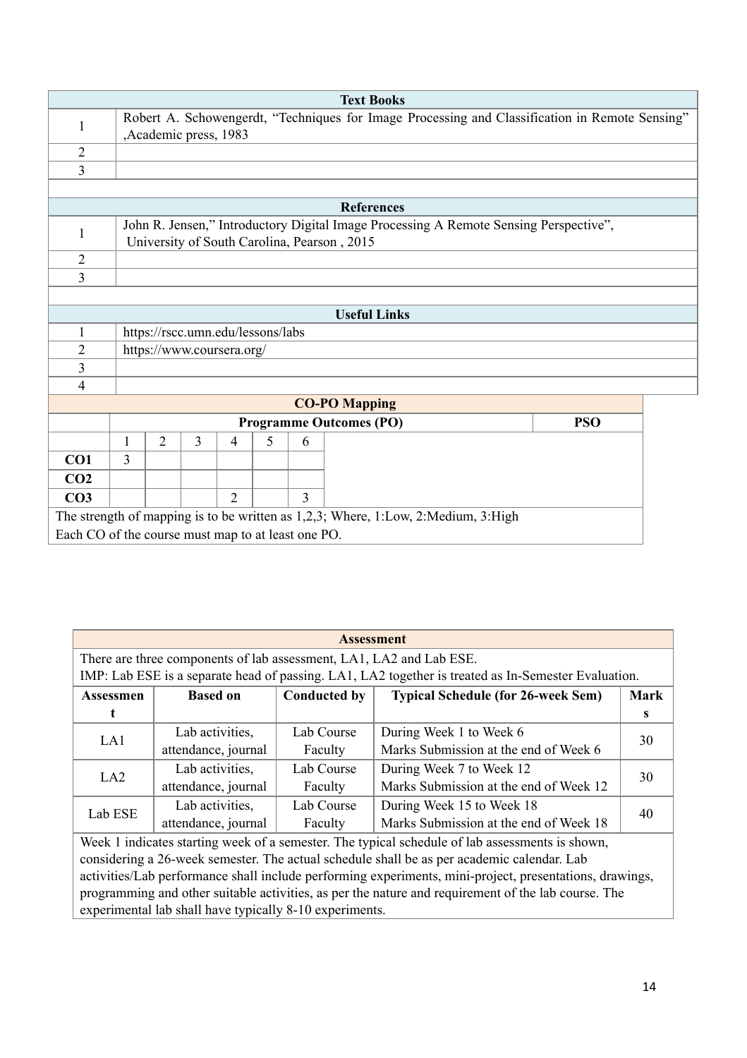| Text Books | |
|---|---|
| 1 | Robert A. Schowengerdt, “Techniques for Image Processing and Classification in Remote Sensing” ,Academic press, 1983 |
| 2 | |
| 3 | |

| References | |
|---|---|
| 1 | John R. Jensen,” Introductory Digital Image Processing A Remote Sensing Perspective”, University of South Carolina, Pearson , 2015 |
| 2 | |
| 3 | |

| Useful Links | |
|---|---|
| 1 | https://rscc.umn.edu/lessons/labs |
| 2 | https://www.coursera.org/ |
| 3 | |
| 4 | |

**CO-PO Mapping**

| | Programme Outcomes (PO) | | | | | | PSO |
|---|---|---|---|---|---|---|---|
| | 1 | 2 | 3 | 4 | 5 | 6 | |
| **CO1** | 3 | | | | | | |
| **CO2** | | | | | | | |
| **CO3** | | | | 2 | | 3 | |

The strength of mapping is to be written as 1,2,3; Where, 1:Low, 2:Medium, 3:High
Each CO of the course must map to at least one PO.

**Assessment**

There are three components of lab assessment, LA1, LA2 and Lab ESE.
IMP: Lab ESE is a separate head of passing. LA1, LA2 together is treated as In-Semester Evaluation.

| Assessment | Based on | Conducted by | Typical Schedule (for 26-week Sem) | Marks |
|---|---|---|---|---|
| LA1 | Lab activities, attendance, journal | Lab Course Faculty | During Week 1 to Week 6<br>Marks Submission at the end of Week 6 | 30 |
| LA2 | Lab activities, attendance, journal | Lab Course Faculty | During Week 7 to Week 12<br>Marks Submission at the end of Week 12 | 30 |
| Lab ESE | Lab activities, attendance, journal | Lab Course Faculty | During Week 15 to Week 18<br>Marks Submission at the end of Week 18 | 40 |

Week 1 indicates starting week of a semester. The typical schedule of lab assessments is shown, considering a 26-week semester. The actual schedule shall be as per academic calendar. Lab activities/Lab performance shall include performing experiments, mini-project, presentations, drawings, programming and other suitable activities, as per the nature and requirement of the lab course. The experimental lab shall have typically 8-10 experiments.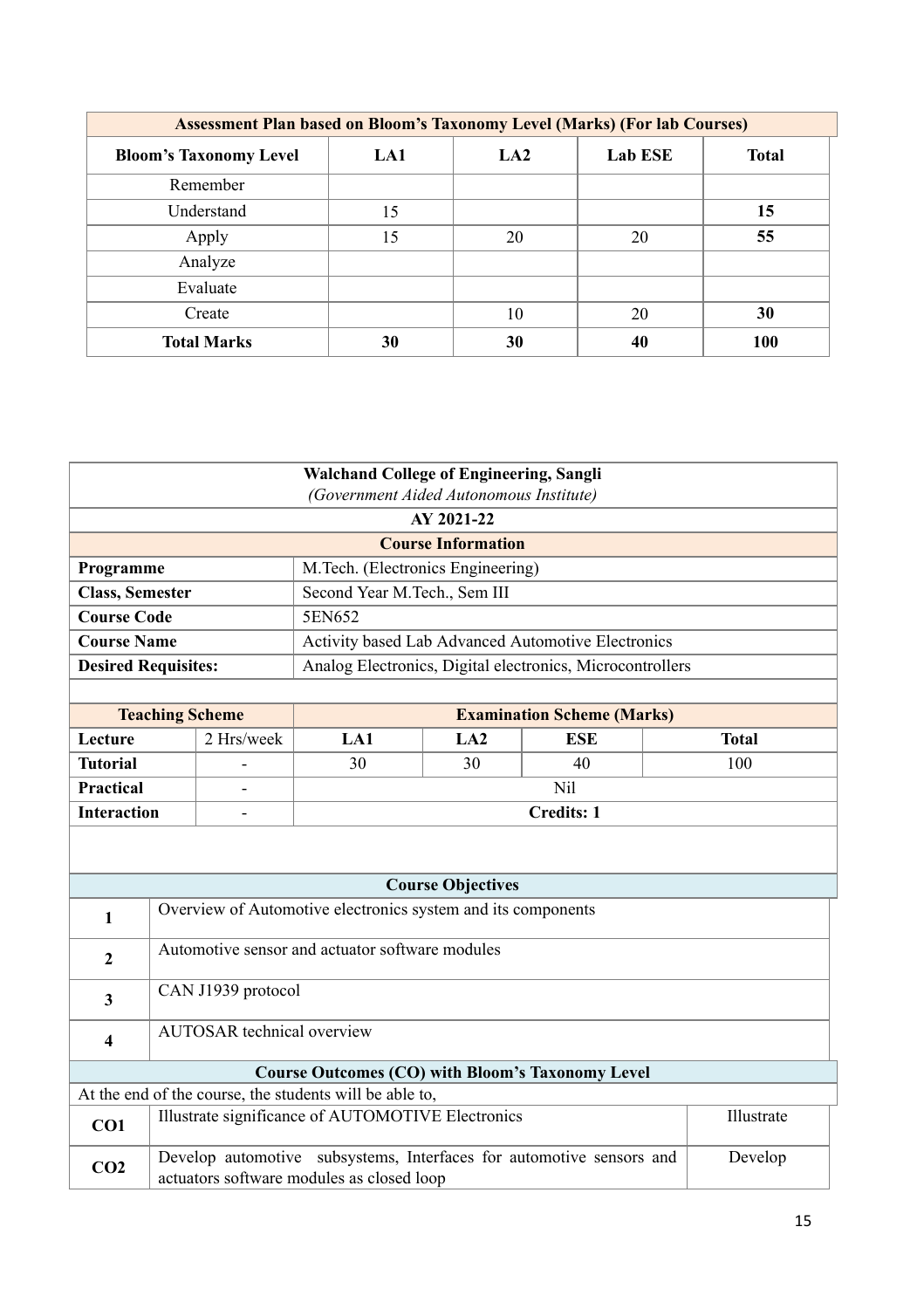| Assessment Plan based on Bloom's Taxonomy Level (Marks) (For lab Courses) | | | | |
|---|---|---|---|---|
| **Bloom's Taxonomy Level** | **LA1** | **LA2** | **Lab ESE** | **Total** |
| Remember | | | | |
| Understand | 15 | | | **15** |
| Apply | 15 | 20 | 20 | **55** |
| Analyze | | | | |
| Evaluate | | | | |
| Create | | 10 | 20 | **30** |
| **Total Marks** | **30** | **30** | **40** | **100** |

**Walchand College of Engineering, Sangli**
*(Government Aided Autonomous Institute)*

**AY 2021-22**

| Course Information | |
|---|---|
| **Programme** | M.Tech. (Electronics Engineering) |
| **Class, Semester** | Second Year M.Tech., Sem III |
| **Course Code** | 5EN652 |
| **Course Name** | Activity based Lab Advanced Automotive Electronics |
| **Desired Requisites:** | Analog Electronics, Digital electronics, Microcontrollers |

| Teaching Scheme | | Examination Scheme (Marks) | | | |
|---|---|---|---|---|---|
| **Lecture** | 2 Hrs/week | **LA1** | **LA2** | **ESE** | **Total** |
| **Tutorial** | - | 30 | 30 | 40 | 100 |
| **Practical** | - | Nil | | | |
| **Interaction** | - | **Credits: 1** | | | |

| Course Objectives | |
|---|---|
| **1** | Overview of Automotive electronics system and its components |
| **2** | Automotive sensor and actuator software modules |
| **3** | CAN J1939 protocol |
| **4** | AUTOSAR technical overview |

**Course Outcomes (CO) with Bloom's Taxonomy Level**

At the end of the course, the students will be able to,

| | | |
|---|---|---|
| **CO1** | Illustrate significance of AUTOMOTIVE Electronics | Illustrate |
| **CO2** | Develop automotive subsystems, Interfaces for automotive sensors and actuators software modules as closed loop | Develop |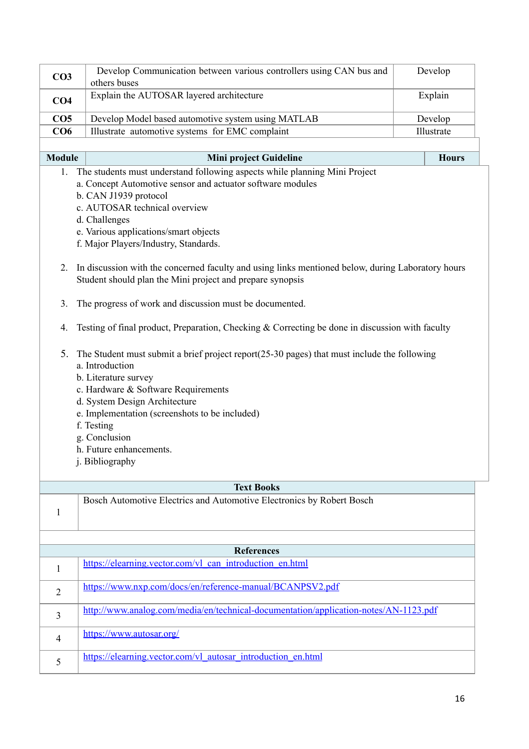| | | |
|---|---|---|
| **CO3** | Develop Communication between various controllers using CAN bus and others buses | Develop |
| **CO4** | Explain the AUTOSAR layered architecture | Explain |
| **CO5** | Develop Model based automotive system using MATLAB | Develop |
| **CO6** | Illustrate automotive systems for EMC complaint | Illustrate |

| Module | Mini project Guideline | Hours |
|---|---|---|

1. The students must understand following aspects while planning Mini Project
   a. Concept Automotive sensor and actuator software modules
   b. CAN J1939 protocol
   c. AUTOSAR technical overview
   d. Challenges
   e. Various applications/smart objects
   f. Major Players/Industry, Standards.

2. In discussion with the concerned faculty and using links mentioned below, during Laboratory hours Student should plan the Mini project and prepare synopsis

3. The progress of work and discussion must be documented.

4. Testing of final product, Preparation, Checking & Correcting be done in discussion with faculty

5. The Student must submit a brief project report(25-30 pages) that must include the following
   a. Introduction
   b. Literature survey
   c. Hardware & Software Requirements
   d. System Design Architecture
   e. Implementation (screenshots to be included)
   f. Testing
   g. Conclusion
   h. Future enhancements.
   j. Bibliography

| Text Books | |
|---|---|
| 1 | Bosch Automotive Electrics and Automotive Electronics by Robert Bosch |

| References | |
|---|---|
| 1 | https://elearning.vector.com/vl_can_introduction_en.html |
| 2 | https://www.nxp.com/docs/en/reference-manual/BCANPSV2.pdf |
| 3 | http://www.analog.com/media/en/technical-documentation/application-notes/AN-1123.pdf |
| 4 | https://www.autosar.org/ |
| 5 | https://elearning.vector.com/vl_autosar_introduction_en.html |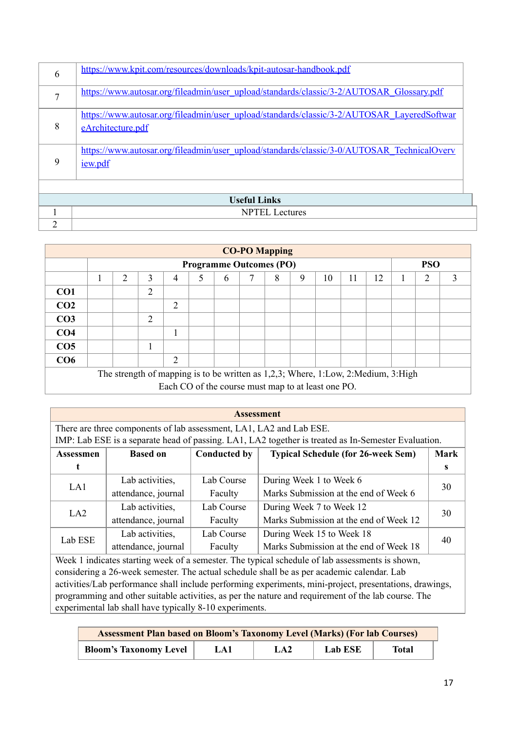| | |
|---|---|
| 6 | https://www.kpit.com/resources/downloads/kpit-autosar-handbook.pdf |
| 7 | https://www.autosar.org/fileadmin/user_upload/standards/classic/3-2/AUTOSAR_Glossary.pdf |
| 8 | https://www.autosar.org/fileadmin/user_upload/standards/classic/3-2/AUTOSAR_LayeredSoftwareArchitecture.pdf |
| 9 | https://www.autosar.org/fileadmin/user_upload/standards/classic/3-0/AUTOSAR_TechnicalOverview.pdf |

| **Useful Links** | |
|---|---|
| 1 | NPTEL Lectures |
| 2 | |

| **CO-PO Mapping** | | | | | | | | | | | | | | | |
|---|---|---|---|---|---|---|---|---|---|---|---|---|---|---|---|
| | **Programme Outcomes (PO)** | | | | | | | | | | | | **PSO** | | |
| | 1 | 2 | 3 | 4 | 5 | 6 | 7 | 8 | 9 | 10 | 11 | 12 | 1 | 2 | 3 |
| **CO1** | | | 2 | | | | | | | | | | | | |
| **CO2** | | | | 2 | | | | | | | | | | | |
| **CO3** | | | 2 | | | | | | | | | | | | |
| **CO4** | | | | 1 | | | | | | | | | | | |
| **CO5** | | | 1 | | | | | | | | | | | | |
| **CO6** | | | | 2 | | | | | | | | | | | |

The strength of mapping is to be written as 1,2,3; Where, 1:Low, 2:Medium, 3:High
Each CO of the course must map to at least one PO.

**Assessment**

There are three components of lab assessment, LA1, LA2 and Lab ESE.
IMP: Lab ESE is a separate head of passing. LA1, LA2 together is treated as In-Semester Evaluation.

| Assessment | Based on | Conducted by | Typical Schedule (for 26-week Sem) | Marks |
|---|---|---|---|---|
| LA1 | Lab activities, attendance, journal | Lab Course Faculty | During Week 1 to Week 6<br>Marks Submission at the end of Week 6 | 30 |
| LA2 | Lab activities, attendance, journal | Lab Course Faculty | During Week 7 to Week 12<br>Marks Submission at the end of Week 12 | 30 |
| Lab ESE | Lab activities, attendance, journal | Lab Course Faculty | During Week 15 to Week 18<br>Marks Submission at the end of Week 18 | 40 |

Week 1 indicates starting week of a semester. The typical schedule of lab assessments is shown, considering a 26-week semester. The actual schedule shall be as per academic calendar. Lab activities/Lab performance shall include performing experiments, mini-project, presentations, drawings, programming and other suitable activities, as per the nature and requirement of the lab course. The experimental lab shall have typically 8-10 experiments.

**Assessment Plan based on Bloom's Taxonomy Level (Marks) (For lab Courses)**

| Bloom's Taxonomy Level | LA1 | LA2 | Lab ESE | Total |
|---|---|---|---|---|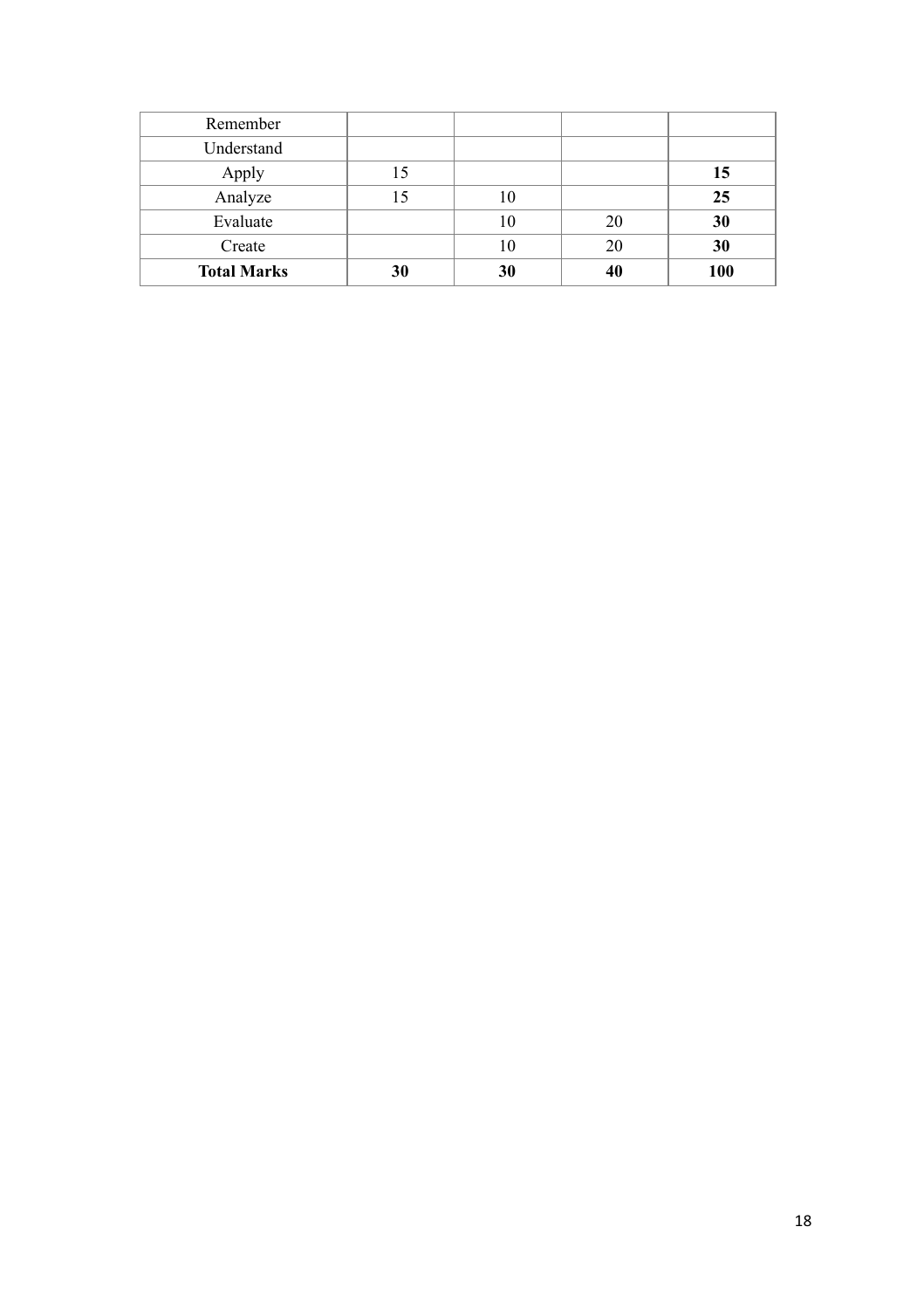| | | | | |
|---|---|---|---|---|
| Remember | | | | |
| Understand | | | | |
| Apply | 15 | | | **15** |
| Analyze | 15 | 10 | | **25** |
| Evaluate | | 10 | 20 | **30** |
| Create | | 10 | 20 | **30** |
| **Total Marks** | **30** | **30** | **40** | **100** |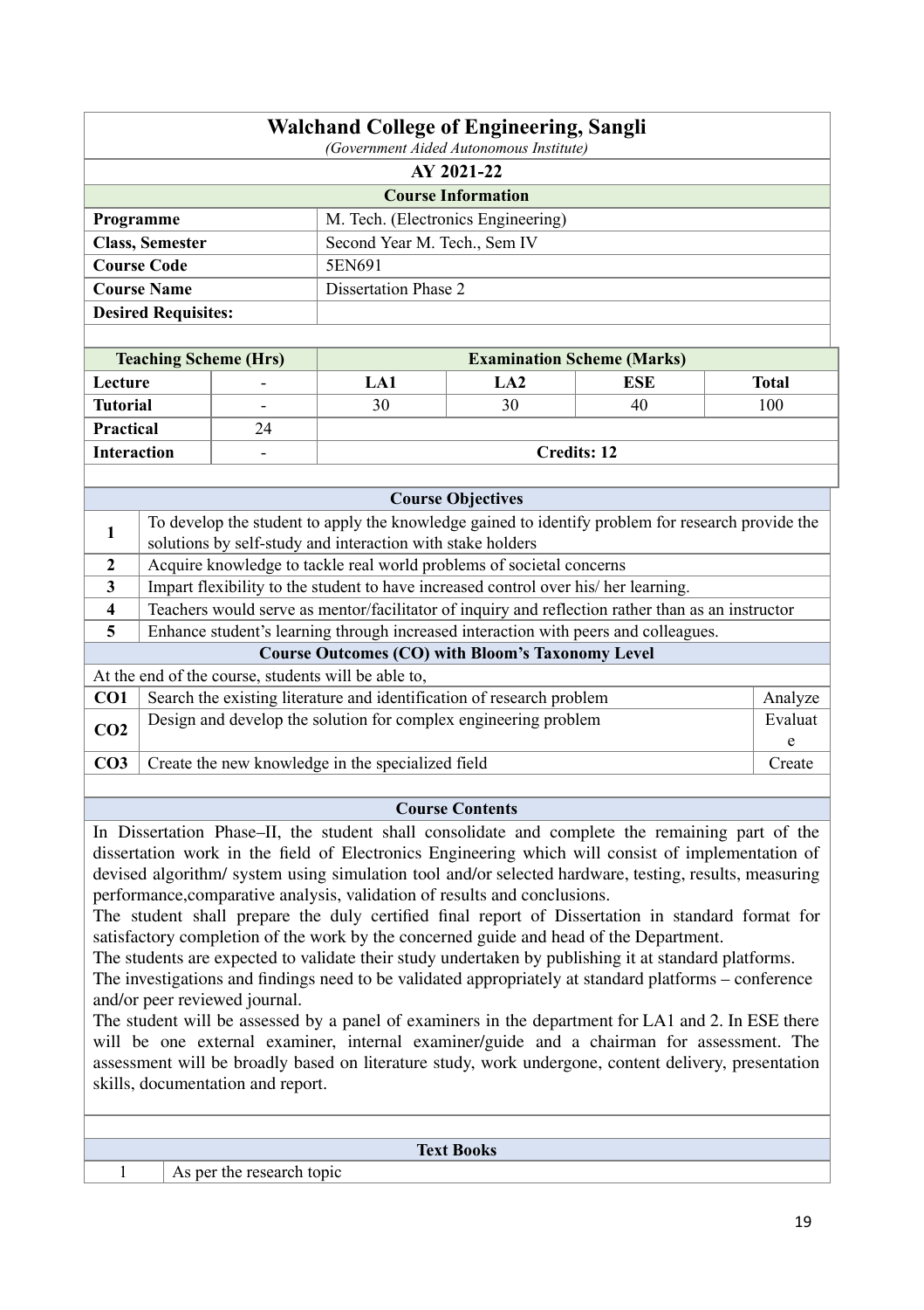## Walchand College of Engineering, Sangli

*(Government Aided Autonomous Institute)*

**AY 2021-22**

**Course Information**

| | |
|---|---|
| **Programme** | M. Tech. (Electronics Engineering) |
| **Class, Semester** | Second Year M. Tech., Sem IV |
| **Course Code** | 5EN691 |
| **Course Name** | Dissertation Phase 2 |
| **Desired Requisites:** | |

| Teaching Scheme (Hrs) | | Examination Scheme (Marks) | | | |
|---|---|---|---|---|---|
| **Lecture** | - | **LA1** | **LA2** | **ESE** | **Total** |
| **Tutorial** | - | 30 | 30 | 40 | 100 |
| **Practical** | 24 | | | | |
| **Interaction** | - | **Credits: 12** | | | |

**Course Objectives**

| | |
|---|---|
| **1** | To develop the student to apply the knowledge gained to identify problem for research provide the solutions by self-study and interaction with stake holders |
| **2** | Acquire knowledge to tackle real world problems of societal concerns |
| **3** | Impart flexibility to the student to have increased control over his/ her learning. |
| **4** | Teachers would serve as mentor/facilitator of inquiry and reflection rather than as an instructor |
| **5** | Enhance student's learning through increased interaction with peers and colleagues. |

**Course Outcomes (CO) with Bloom's Taxonomy Level**

At the end of the course, students will be able to,

| | | |
|---|---|---|
| **CO1** | Search the existing literature and identification of research problem | Analyze |
| **CO2** | Design and develop the solution for complex engineering problem | Evaluate |
| **CO3** | Create the new knowledge in the specialized field | Create |

**Course Contents**

In Dissertation Phase–II, the student shall consolidate and complete the remaining part of the dissertation work in the field of Electronics Engineering which will consist of implementation of devised algorithm/ system using simulation tool and/or selected hardware, testing, results, measuring performance,comparative analysis, validation of results and conclusions.

The student shall prepare the duly certified final report of Dissertation in standard format for satisfactory completion of the work by the concerned guide and head of the Department.

The students are expected to validate their study undertaken by publishing it at standard platforms.

The investigations and findings need to be validated appropriately at standard platforms – conference and/or peer reviewed journal.

The student will be assessed by a panel of examiners in the department for LA1 and 2. In ESE there will be one external examiner, internal examiner/guide and a chairman for assessment. The assessment will be broadly based on literature study, work undergone, content delivery, presentation skills, documentation and report.

**Text Books**

| | |
|---|---|
| 1 | As per the research topic |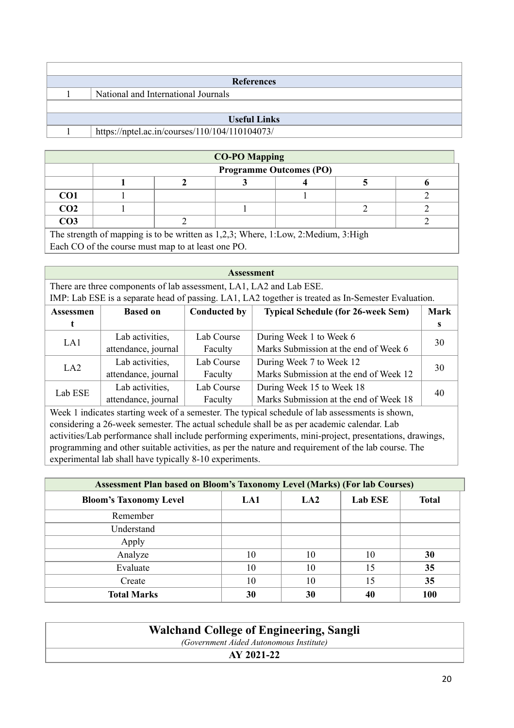| | References |
|---|---|
| 1 | National and International Journals |

| | Useful Links |
|---|---|
| 1 | https://nptel.ac.in/courses/110/104/110104073/ |

**CO-PO Mapping**

| | Programme Outcomes (PO) | | | | | |
|---|---|---|---|---|---|---|
| | 1 | 2 | 3 | 4 | 5 | 6 |
| **CO1** | 1 | | | 1 | | 2 |
| **CO2** | 1 | | 1 | | 2 | 2 |
| **CO3** | | 2 | | | | 2 |

The strength of mapping is to be written as 1,2,3; Where, 1:Low, 2:Medium, 3:High
Each CO of the course must map to at least one PO.

**Assessment**

There are three components of lab assessment, LA1, LA2 and Lab ESE.
IMP: Lab ESE is a separate head of passing. LA1, LA2 together is treated as In-Semester Evaluation.

| Assessment | Based on | Conducted by | Typical Schedule (for 26-week Sem) | Marks |
|---|---|---|---|---|
| LA1 | Lab activities, attendance, journal | Lab Course Faculty | During Week 1 to Week 6<br>Marks Submission at the end of Week 6 | 30 |
| LA2 | Lab activities, attendance, journal | Lab Course Faculty | During Week 7 to Week 12<br>Marks Submission at the end of Week 12 | 30 |
| Lab ESE | Lab activities, attendance, journal | Lab Course Faculty | During Week 15 to Week 18<br>Marks Submission at the end of Week 18 | 40 |

Week 1 indicates starting week of a semester. The typical schedule of lab assessments is shown, considering a 26-week semester. The actual schedule shall be as per academic calendar. Lab activities/Lab performance shall include performing experiments, mini-project, presentations, drawings, programming and other suitable activities, as per the nature and requirement of the lab course. The experimental lab shall have typically 8-10 experiments.

**Assessment Plan based on Bloom's Taxonomy Level (Marks) (For lab Courses)**

| Bloom's Taxonomy Level | LA1 | LA2 | Lab ESE | Total |
|---|---|---|---|---|
| Remember | | | | |
| Understand | | | | |
| Apply | | | | |
| Analyze | 10 | 10 | 10 | **30** |
| Evaluate | 10 | 10 | 15 | **35** |
| Create | 10 | 10 | 15 | **35** |
| **Total Marks** | **30** | **30** | **40** | **100** |

## Walchand College of Engineering, Sangli

*(Government Aided Autonomous Institute)*

**AY 2021-22**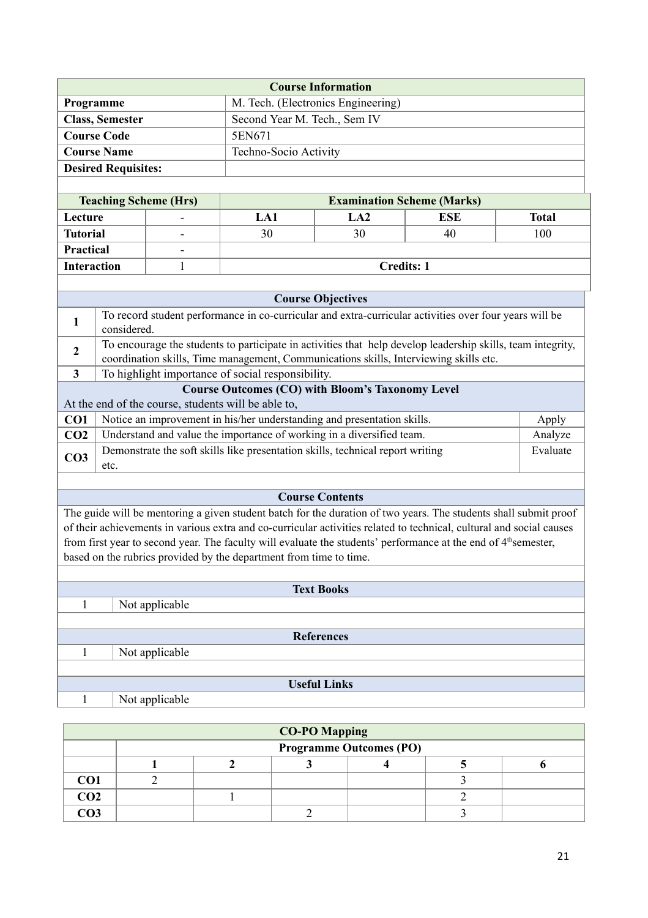| Course Information | |
|---|---|
| **Programme** | M. Tech. (Electronics Engineering) |
| **Class, Semester** | Second Year M. Tech., Sem IV |
| **Course Code** | 5EN671 |
| **Course Name** | Techno-Socio Activity |
| **Desired Requisites:** | |

| Teaching Scheme (Hrs) | | Examination Scheme (Marks) | | | |
|---|---|---|---|---|---|
| **Lecture** | - | **LA1** | **LA2** | **ESE** | **Total** |
| **Tutorial** | - | 30 | 30 | 40 | 100 |
| **Practical** | - | | | | |
| **Interaction** | 1 | **Credits: 1** | | | |

| Course Objectives | |
|---|---|
| **1** | To record student performance in co-curricular and extra-curricular activities over four years will be considered. |
| **2** | To encourage the students to participate in activities that help develop leadership skills, team integrity, coordination skills, Time management, Communications skills, Interviewing skills etc. |
| **3** | To highlight importance of social responsibility. |

**Course Outcomes (CO) with Bloom's Taxonomy Level**

At the end of the course, students will be able to,

| | | |
|---|---|---|
| **CO1** | Notice an improvement in his/her understanding and presentation skills. | Apply |
| **CO2** | Understand and value the importance of working in a diversified team. | Analyze |
| **CO3** | Demonstrate the soft skills like presentation skills, technical report writing etc. | Evaluate |

**Course Contents**

The guide will be mentoring a given student batch for the duration of two years. The students shall submit proof of their achievements in various extra and co-curricular activities related to technical, cultural and social causes from first year to second year. The faculty will evaluate the students' performance at the end of 4th semester, based on the rubrics provided by the department from time to time.

**Text Books**

| | |
|---|---|
| 1 | Not applicable |

**References**

| | |
|---|---|
| 1 | Not applicable |

**Useful Links**

| | |
|---|---|
| 1 | Not applicable |

**CO-PO Mapping**

| | Programme Outcomes (PO) | | | | | |
|---|---|---|---|---|---|---|
| | **1** | **2** | **3** | **4** | **5** | **6** |
| **CO1** | 2 | | | | 3 | |
| **CO2** | | 1 | | | 2 | |
| **CO3** | | | 2 | | 3 | |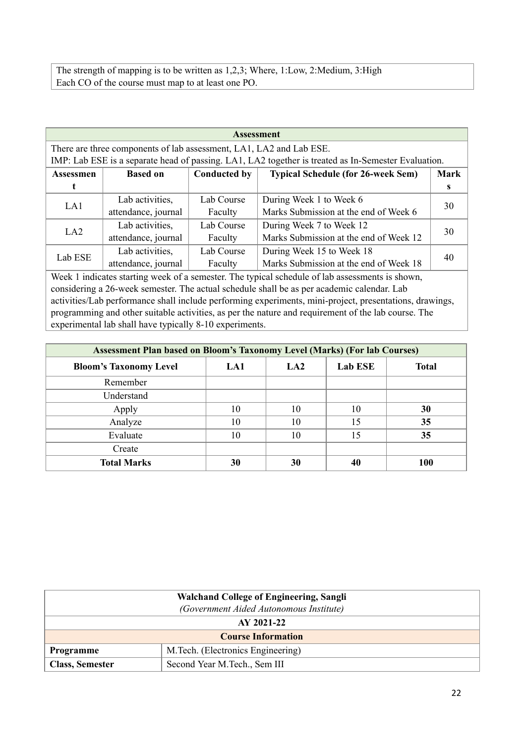The strength of mapping is to be written as 1,2,3; Where, 1:Low, 2:Medium, 3:High
Each CO of the course must map to at least one PO.

| Assessment | | | | |
|---|---|---|---|---|
| There are three components of lab assessment, LA1, LA2 and Lab ESE. IMP: Lab ESE is a separate head of passing. LA1, LA2 together is treated as In-Semester Evaluation. | | | | |
| **Assessment** | **Based on** | **Conducted by** | **Typical Schedule (for 26-week Sem)** | **Marks** |
| LA1 | Lab activities, attendance, journal | Lab Course Faculty | During Week 1 to Week 6<br>Marks Submission at the end of Week 6 | 30 |
| LA2 | Lab activities, attendance, journal | Lab Course Faculty | During Week 7 to Week 12<br>Marks Submission at the end of Week 12 | 30 |
| Lab ESE | Lab activities, attendance, journal | Lab Course Faculty | During Week 15 to Week 18<br>Marks Submission at the end of Week 18 | 40 |
| Week 1 indicates starting week of a semester. The typical schedule of lab assessments is shown, considering a 26-week semester. The actual schedule shall be as per academic calendar. Lab activities/Lab performance shall include performing experiments, mini-project, presentations, drawings, programming and other suitable activities, as per the nature and requirement of the lab course. The experimental lab shall have typically 8-10 experiments. | | | | |

| Assessment Plan based on Bloom's Taxonomy Level (Marks) (For lab Courses) | | | | |
|---|---|---|---|---|
| **Bloom's Taxonomy Level** | **LA1** | **LA2** | **Lab ESE** | **Total** |
| Remember | | | | |
| Understand | | | | |
| Apply | 10 | 10 | 10 | **30** |
| Analyze | 10 | 10 | 15 | **35** |
| Evaluate | 10 | 10 | 15 | **35** |
| Create | | | | |
| **Total Marks** | **30** | **30** | **40** | **100** |

| Walchand College of Engineering, Sangli<br>*(Government Aided Autonomous Institute)* | |
|---|---|
| **AY 2021-22** | |
| **Course Information** | |
| **Programme** | M.Tech. (Electronics Engineering) |
| **Class, Semester** | Second Year M.Tech., Sem III |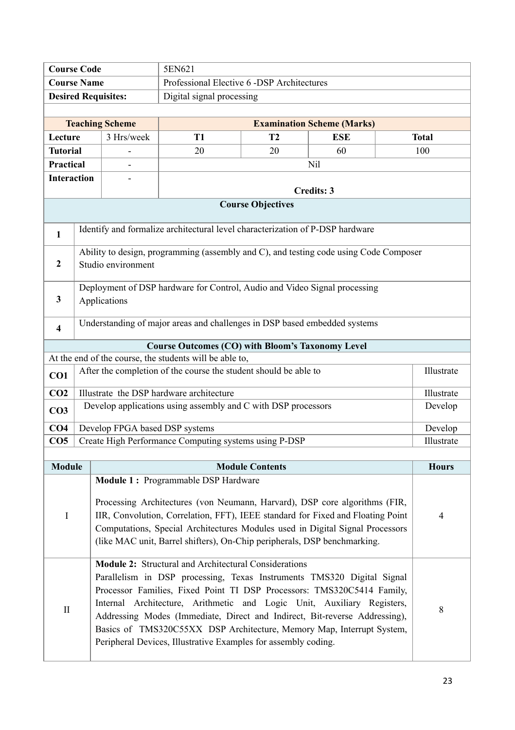| Course Code | | 5EN621 | | | |
|---|---|---|---|---|---|
| **Course Name** | | Professional Elective 6 -DSP Architectures | | | |
| **Desired Requisites:** | | Digital signal processing | | | |

| **Teaching Scheme** | | **Examination Scheme (Marks)** | | | |
|---|---|---|---|---|---|
| **Lecture** | 3 Hrs/week | **T1** | **T2** | **ESE** | **Total** |
| **Tutorial** | - | 20 | 20 | 60 | 100 |
| **Practical** | - | Nil | | | |
| **Interaction** | - | **Credits: 3** | | | |

**Course Objectives**

| | |
|---|---|
| **1** | Identify and formalize architectural level characterization of P-DSP hardware |
| **2** | Ability to design, programming (assembly and C), and testing code using Code Composer Studio environment |
| **3** | Deployment of DSP hardware for Control, Audio and Video Signal processing Applications |
| **4** | Understanding of major areas and challenges in DSP based embedded systems |

**Course Outcomes (CO) with Bloom's Taxonomy Level**

At the end of the course, the students will be able to,

| | | |
|---|---|---|
| **CO1** | After the completion of the course the student should be able to | Illustrate |
| **CO2** | Illustrate the DSP hardware architecture | Illustrate |
| **CO3** | Develop applications using assembly and C with DSP processors | Develop |
| **CO4** | Develop FPGA based DSP systems | Develop |
| **CO5** | Create High Performance Computing systems using P-DSP | Illustrate |

| Module | Module Contents | Hours |
|---|---|---|
| I | **Module 1 :** Programmable DSP Hardware<br><br>Processing Architectures (von Neumann, Harvard), DSP core algorithms (FIR, IIR, Convolution, Correlation, FFT), IEEE standard for Fixed and Floating Point Computations, Special Architectures Modules used in Digital Signal Processors (like MAC unit, Barrel shifters), On-Chip peripherals, DSP benchmarking. | 4 |
| II | **Module 2:** Structural and Architectural Considerations<br>Parallelism in DSP processing, Texas Instruments TMS320 Digital Signal Processor Families, Fixed Point TI DSP Processors: TMS320C5414 Family, Internal Architecture, Arithmetic and Logic Unit, Auxiliary Registers, Addressing Modes (Immediate, Direct and Indirect, Bit-reverse Addressing), Basics of TMS320C55XX DSP Architecture, Memory Map, Interrupt System, Peripheral Devices, Illustrative Examples for assembly coding. | 8 |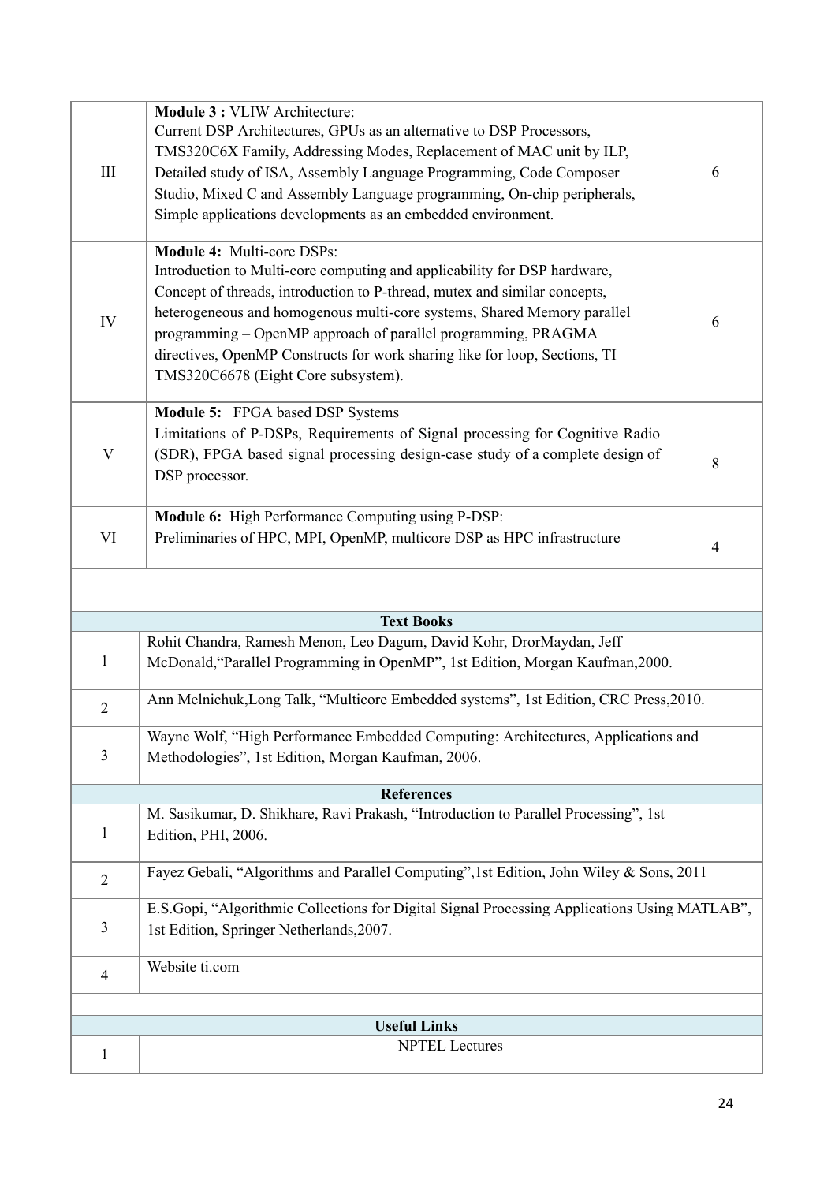| | | |
|---|---|---|
| III | **Module 3 :** VLIW Architecture:<br>Current DSP Architectures, GPUs as an alternative to DSP Processors, TMS320C6X Family, Addressing Modes, Replacement of MAC unit by ILP, Detailed study of ISA, Assembly Language Programming, Code Composer Studio, Mixed C and Assembly Language programming, On-chip peripherals, Simple applications developments as an embedded environment. | 6 |
| IV | **Module 4:** Multi-core DSPs:<br>Introduction to Multi-core computing and applicability for DSP hardware, Concept of threads, introduction to P-thread, mutex and similar concepts, heterogeneous and homogenous multi-core systems, Shared Memory parallel programming – OpenMP approach of parallel programming, PRAGMA directives, OpenMP Constructs for work sharing like for loop, Sections, TI TMS320C6678 (Eight Core subsystem). | 6 |
| V | **Module 5:** FPGA based DSP Systems<br>Limitations of P-DSPs, Requirements of Signal processing for Cognitive Radio (SDR), FPGA based signal processing design-case study of a complete design of DSP processor. | 8 |
| VI | **Module 6:** High Performance Computing using P-DSP:<br>Preliminaries of HPC, MPI, OpenMP, multicore DSP as HPC infrastructure | 4 |

| | **Text Books** |
|---|---|
| 1 | Rohit Chandra, Ramesh Menon, Leo Dagum, David Kohr, DrorMaydan, Jeff McDonald,"Parallel Programming in OpenMP", 1st Edition, Morgan Kaufman,2000. |
| 2 | Ann Melnichuk,Long Talk, "Multicore Embedded systems", 1st Edition, CRC Press,2010. |
| 3 | Wayne Wolf, "High Performance Embedded Computing: Architectures, Applications and Methodologies", 1st Edition, Morgan Kaufman, 2006. |

| | **References** |
|---|---|
| 1 | M. Sasikumar, D. Shikhare, Ravi Prakash, "Introduction to Parallel Processing", 1st Edition, PHI, 2006. |
| 2 | Fayez Gebali, "Algorithms and Parallel Computing",1st Edition, John Wiley & Sons, 2011 |
| 3 | E.S.Gopi, "Algorithmic Collections for Digital Signal Processing Applications Using MATLAB", 1st Edition, Springer Netherlands,2007. |
| 4 | Website ti.com |

| | **Useful Links** |
|---|---|
| 1 | NPTEL Lectures |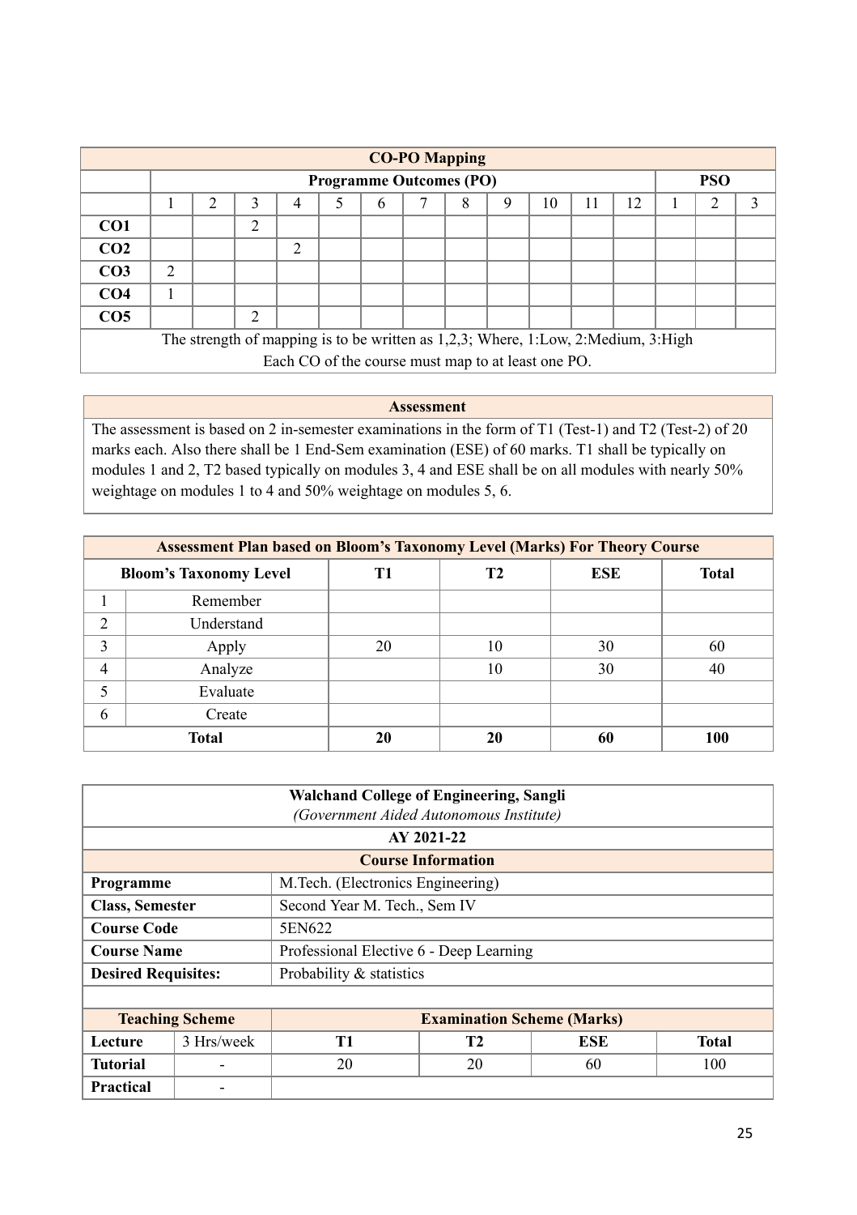| CO-PO Mapping | | | | | | | | | | | | | | | |
|---|---|---|---|---|---|---|---|---|---|---|---|---|---|---|---|
| | Programme Outcomes (PO) | | | | | | | | | | | | PSO | | |
| | 1 | 2 | 3 | 4 | 5 | 6 | 7 | 8 | 9 | 10 | 11 | 12 | 1 | 2 | 3 |
| **CO1** | | | 2 | | | | | | | | | | | | |
| **CO2** | | | | 2 | | | | | | | | | | | |
| **CO3** | 2 | | | | | | | | | | | | | | |
| **CO4** | 1 | | | | | | | | | | | | | | |
| **CO5** | | | 2 | | | | | | | | | | | | |

The strength of mapping is to be written as 1,2,3; Where, 1:Low, 2:Medium, 3:High
Each CO of the course must map to at least one PO.

**Assessment**

The assessment is based on 2 in-semester examinations in the form of T1 (Test-1) and T2 (Test-2) of 20 marks each. Also there shall be 1 End-Sem examination (ESE) of 60 marks. T1 shall be typically on modules 1 and 2, T2 based typically on modules 3, 4 and ESE shall be on all modules with nearly 50% weightage on modules 1 to 4 and 50% weightage on modules 5, 6.

| Assessment Plan based on Bloom's Taxonomy Level (Marks) For Theory Course | | | | | |
|---|---|---|---|---|---|
| **Bloom's Taxonomy Level** | | **T1** | **T2** | **ESE** | **Total** |
| 1 | Remember | | | | |
| 2 | Understand | | | | |
| 3 | Apply | 20 | 10 | 30 | 60 |
| 4 | Analyze | | 10 | 30 | 40 |
| 5 | Evaluate | | | | |
| 6 | Create | | | | |
| **Total** | | **20** | **20** | **60** | **100** |

**Walchand College of Engineering, Sangli**
*(Government Aided Autonomous Institute)*

**AY 2021-22**

| Course Information | |
|---|---|
| **Programme** | M.Tech. (Electronics Engineering) |
| **Class, Semester** | Second Year M. Tech., Sem IV |
| **Course Code** | 5EN622 |
| **Course Name** | Professional Elective 6 - Deep Learning |
| **Desired Requisites:** | Probability & statistics |

| Teaching Scheme | | Examination Scheme (Marks) | | | |
|---|---|---|---|---|---|
| **Lecture** | 3 Hrs/week | **T1** | **T2** | **ESE** | **Total** |
| **Tutorial** | - | 20 | 20 | 60 | 100 |
| **Practical** | - | | | | |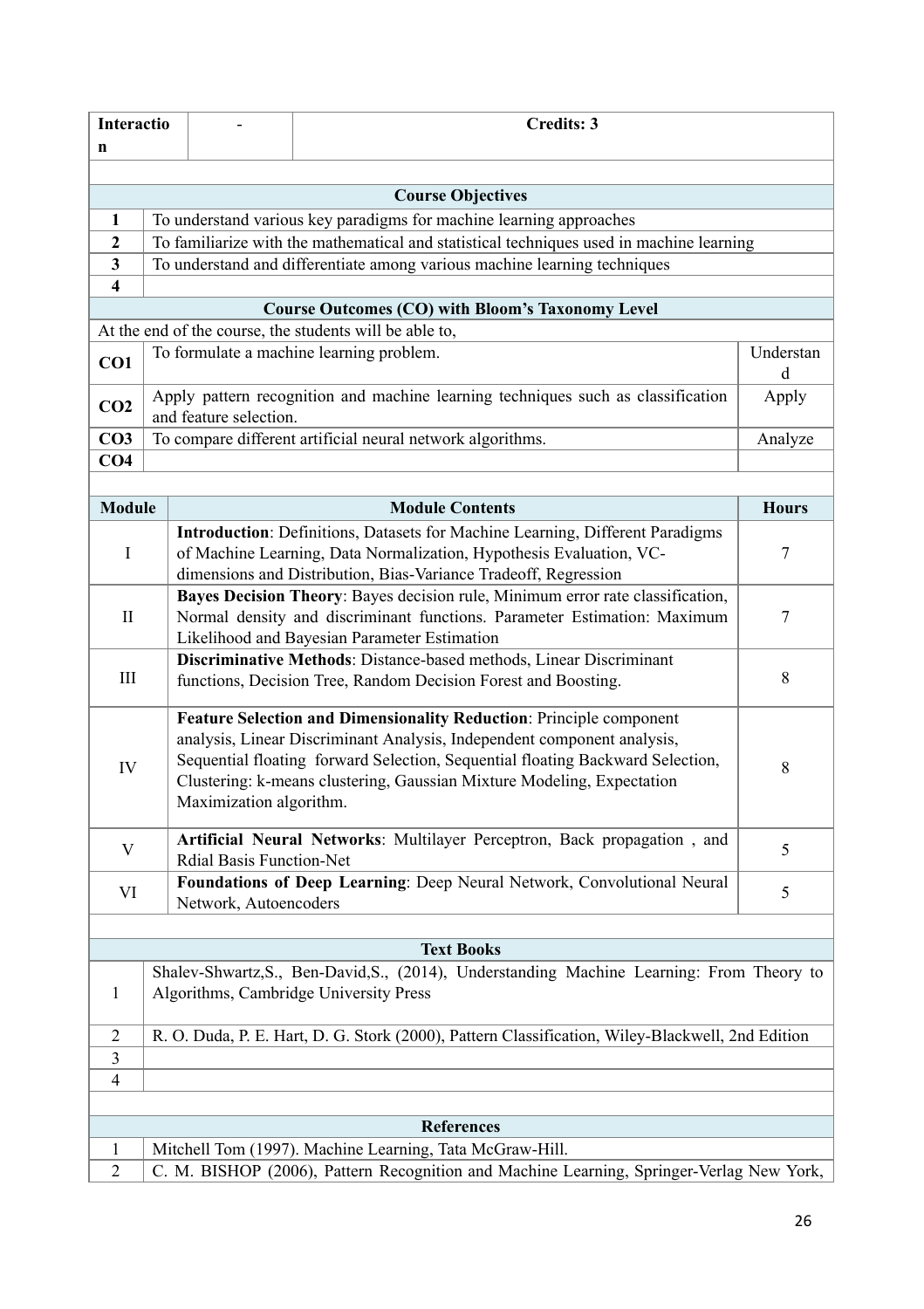| Interaction | - | Credits: 3 |
|---|---|---|

**Course Objectives**

| | |
|---|---|
| **1** | To understand various key paradigms for machine learning approaches |
| **2** | To familiarize with the mathematical and statistical techniques used in machine learning |
| **3** | To understand and differentiate among various machine learning techniques |
| **4** | |

**Course Outcomes (CO) with Bloom's Taxonomy Level**

At the end of the course, the students will be able to,

| | | |
|---|---|---|
| **CO1** | To formulate a machine learning problem. | Understand |
| **CO2** | Apply pattern recognition and machine learning techniques such as classification and feature selection. | Apply |
| **CO3** | To compare different artificial neural network algorithms. | Analyze |
| **CO4** | | |

| Module | Module Contents | Hours |
|---|---|---|
| I | **Introduction**: Definitions, Datasets for Machine Learning, Different Paradigms of Machine Learning, Data Normalization, Hypothesis Evaluation, VC-dimensions and Distribution, Bias-Variance Tradeoff, Regression | 7 |
| II | **Bayes Decision Theory**: Bayes decision rule, Minimum error rate classification, Normal density and discriminant functions. Parameter Estimation: Maximum Likelihood and Bayesian Parameter Estimation | 7 |
| III | **Discriminative Methods**: Distance-based methods, Linear Discriminant functions, Decision Tree, Random Decision Forest and Boosting. | 8 |
| IV | **Feature Selection and Dimensionality Reduction**: Principle component analysis, Linear Discriminant Analysis, Independent component analysis, Sequential floating forward Selection, Sequential floating Backward Selection, Clustering: k-means clustering, Gaussian Mixture Modeling, Expectation Maximization algorithm. | 8 |
| V | **Artificial Neural Networks**: Multilayer Perceptron, Back propagation , and Rdial Basis Function-Net | 5 |
| VI | **Foundations of Deep Learning**: Deep Neural Network, Convolutional Neural Network, Autoencoders | 5 |

**Text Books**

| | |
|---|---|
| 1 | Shalev-Shwartz,S., Ben-David,S., (2014), Understanding Machine Learning: From Theory to Algorithms, Cambridge University Press |
| 2 | R. O. Duda, P. E. Hart, D. G. Stork (2000), Pattern Classification, Wiley-Blackwell, 2nd Edition |
| 3 | |
| 4 | |

**References**

| | |
|---|---|
| 1 | Mitchell Tom (1997). Machine Learning, Tata McGraw-Hill. |
| 2 | C. M. BISHOP (2006), Pattern Recognition and Machine Learning, Springer-Verlag New York, |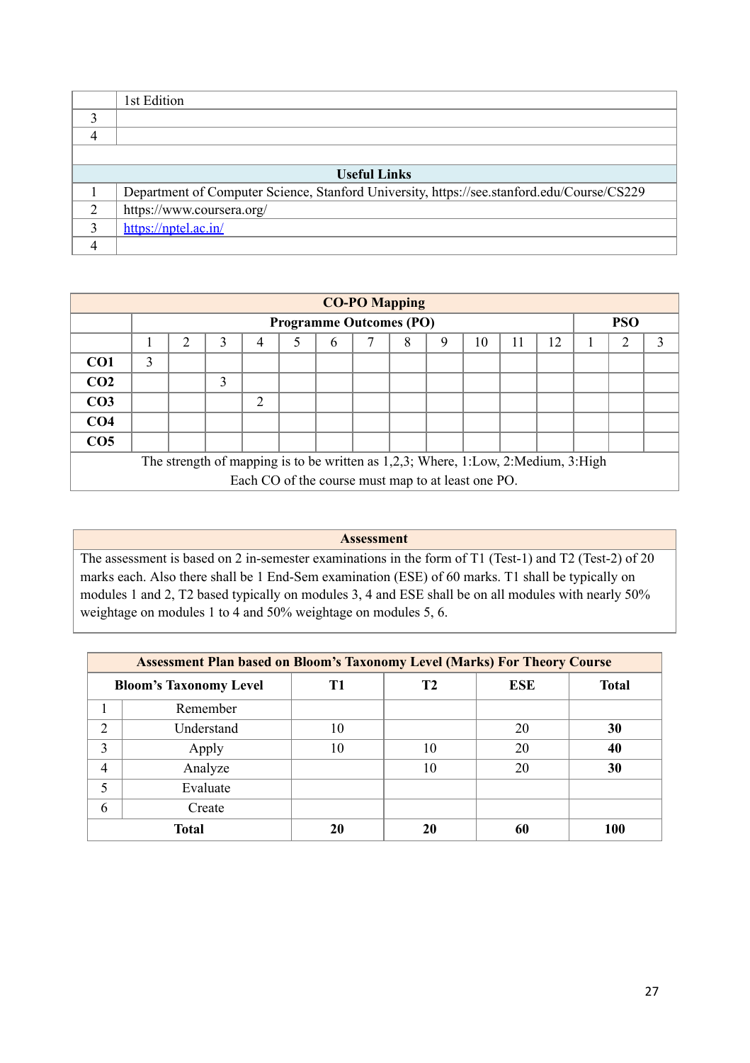| | |
|---|---|
| | 1st Edition |
| 3 | |
| 4 | |

| **Useful Links** | |
|---|---|
| 1 | Department of Computer Science, Stanford University, https://see.stanford.edu/Course/CS229 |
| 2 | https://www.coursera.org/ |
| 3 | https://nptel.ac.in/ |
| 4 | |

**CO-PO Mapping**

| | Programme Outcomes (PO) | | | | | | | | | | | | PSO | | |
|---|---|---|---|---|---|---|---|---|---|---|---|---|---|---|---|
| | 1 | 2 | 3 | 4 | 5 | 6 | 7 | 8 | 9 | 10 | 11 | 12 | 1 | 2 | 3 |
| **CO1** | 3 | | | | | | | | | | | | | | |
| **CO2** | | | 3 | | | | | | | | | | | | |
| **CO3** | | | | 2 | | | | | | | | | | | |
| **CO4** | | | | | | | | | | | | | | | |
| **CO5** | | | | | | | | | | | | | | | |

The strength of mapping is to be written as 1,2,3; Where, 1:Low, 2:Medium, 3:High

Each CO of the course must map to at least one PO.

**Assessment**

The assessment is based on 2 in-semester examinations in the form of T1 (Test-1) and T2 (Test-2) of 20 marks each. Also there shall be 1 End-Sem examination (ESE) of 60 marks. T1 shall be typically on modules 1 and 2, T2 based typically on modules 3, 4 and ESE shall be on all modules with nearly 50% weightage on modules 1 to 4 and 50% weightage on modules 5, 6.

**Assessment Plan based on Bloom's Taxonomy Level (Marks) For Theory Course**

| Bloom's Taxonomy Level | | T1 | T2 | ESE | Total |
|---|---|---|---|---|---|
| 1 | Remember | | | | |
| 2 | Understand | 10 | | 20 | **30** |
| 3 | Apply | 10 | 10 | 20 | **40** |
| 4 | Analyze | | 10 | 20 | **30** |
| 5 | Evaluate | | | | |
| 6 | Create | | | | |
| **Total** | | **20** | **20** | **60** | **100** |